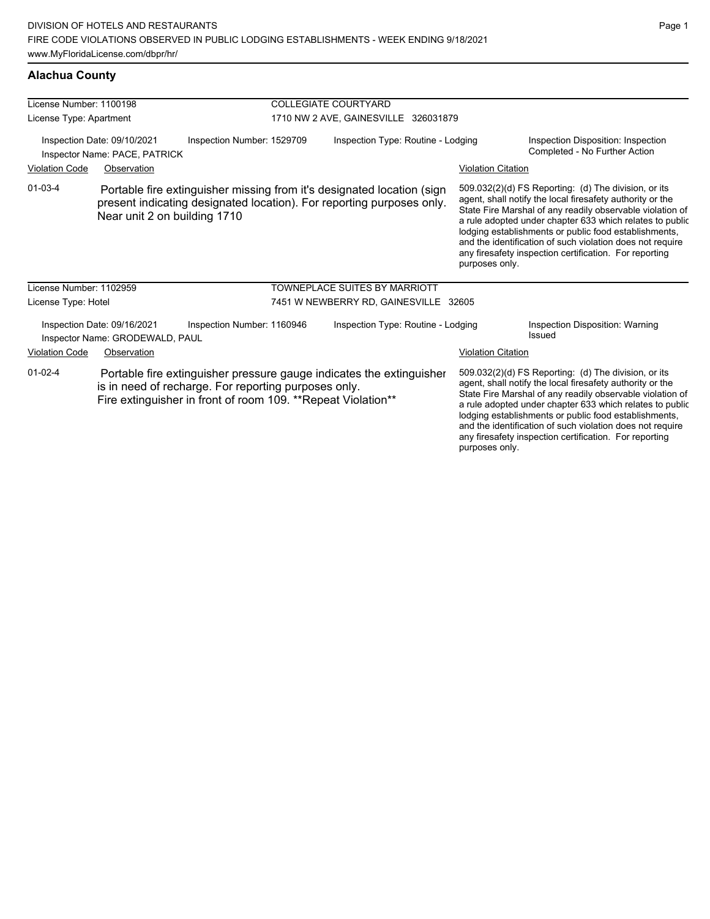DIVISION OF HOTELS AND RESTAURANTS
FIRE CODE VIOLATIONS OBSERVED IN PUBLIC LODGING ESTABLISHMENTS - WEEK ENDING 9/18/2021
www.MyFloridaLicense.com/dbpr/hr/

## Alachua County

License Number: 1100198
License Type: Apartment

COLLEGIATE COURTYARD
1710 NW 2 AVE, GAINESVILLE 326031879

Inspection Date: 09/10/2021
Inspector Name: PACE, PATRICK
Inspection Number: 1529709
Inspection Type: Routine - Lodging
Inspection Disposition: Inspection Completed - No Further Action

| Violation Code | Observation | Violation Citation |
| --- | --- | --- |
| 01-03-4 | Portable fire extinguisher missing from it's designated location (sign present indicating designated location). For reporting purposes only. Near unit 2 on building 1710 | 509.032(2)(d) FS Reporting: (d) The division, or its agent, shall notify the local firesafety authority or the State Fire Marshal of any readily observable violation of a rule adopted under chapter 633 which relates to public lodging establishments or public food establishments, and the identification of such violation does not require any firesafety inspection certification. For reporting purposes only. |

License Number: 1102959
License Type: Hotel

TOWNEPLACE SUITES BY MARRIOTT
7451 W NEWBERRY RD, GAINESVILLE 32605

Inspection Date: 09/16/2021
Inspector Name: GRODEWALD, PAUL
Inspection Number: 1160946
Inspection Type: Routine - Lodging
Inspection Disposition: Warning Issued

| Violation Code | Observation | Violation Citation |
| --- | --- | --- |
| 01-02-4 | Portable fire extinguisher pressure gauge indicates the extinguisher is in need of recharge. For reporting purposes only. Fire extinguisher in front of room 109. **Repeat Violation** | 509.032(2)(d) FS Reporting: (d) The division, or its agent, shall notify the local firesafety authority or the State Fire Marshal of any readily observable violation of a rule adopted under chapter 633 which relates to public lodging establishments or public food establishments, and the identification of such violation does not require any firesafety inspection certification. For reporting purposes only. |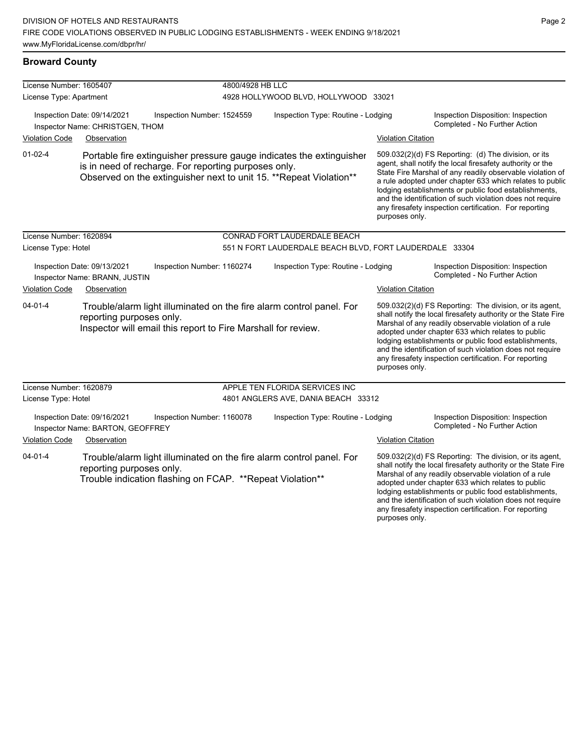## Broward County

| License Number: 1605407 | | 4800/4928 HB LLC | |
|---|---|---|---|
| License Type: Apartment | | 4928 HOLLYWOOD BLVD, HOLLYWOOD 33021 | |
| Inspection Date: 09/14/2021<br>Inspector Name: CHRISTGEN, THOM | Inspection Number: 1524559 | Inspection Type: Routine - Lodging | Inspection Disposition: Inspection Completed - No Further Action |
| **Violation Code** | **Observation** | | **Violation Citation** |
| 01-02-4 | Portable fire extinguisher pressure gauge indicates the extinguisher is in need of recharge. For reporting purposes only.<br>Observed on the extinguisher next to unit 15. **Repeat Violation** | | 509.032(2)(d) FS Reporting: (d) The division, or its agent, shall notify the local firesafety authority or the State Fire Marshal of any readily observable violation of a rule adopted under chapter 633 which relates to public lodging establishments or public food establishments, and the identification of such violation does not require any firesafety inspection certification. For reporting purposes only. |

| License Number: 1620894 | | CONRAD FORT LAUDERDALE BEACH | |
|---|---|---|---|
| License Type: Hotel | | 551 N FORT LAUDERDALE BEACH BLVD, FORT LAUDERDALE 33304 | |
| Inspection Date: 09/13/2021<br>Inspector Name: BRANN, JUSTIN | Inspection Number: 1160274 | Inspection Type: Routine - Lodging | Inspection Disposition: Inspection Completed - No Further Action |
| **Violation Code** | **Observation** | | **Violation Citation** |
| 04-01-4 | Trouble/alarm light illuminated on the fire alarm control panel. For reporting purposes only.<br>Inspector will email this report to Fire Marshall for review. | | 509.032(2)(d) FS Reporting: The division, or its agent, shall notify the local firesafety authority or the State Fire Marshal of any readily observable violation of a rule adopted under chapter 633 which relates to public lodging establishments or public food establishments, and the identification of such violation does not require any firesafety inspection certification. For reporting purposes only. |

| License Number: 1620879 | | APPLE TEN FLORIDA SERVICES INC | |
|---|---|---|---|
| License Type: Hotel | | 4801 ANGLERS AVE, DANIA BEACH 33312 | |
| Inspection Date: 09/16/2021<br>Inspector Name: BARTON, GEOFFREY | Inspection Number: 1160078 | Inspection Type: Routine - Lodging | Inspection Disposition: Inspection Completed - No Further Action |
| **Violation Code** | **Observation** | | **Violation Citation** |
| 04-01-4 | Trouble/alarm light illuminated on the fire alarm control panel. For reporting purposes only.<br>Trouble indication flashing on FCAP. **Repeat Violation** | | 509.032(2)(d) FS Reporting: The division, or its agent, shall notify the local firesafety authority or the State Fire Marshal of any readily observable violation of a rule adopted under chapter 633 which relates to public lodging establishments or public food establishments, and the identification of such violation does not require any firesafety inspection certification. For reporting purposes only. |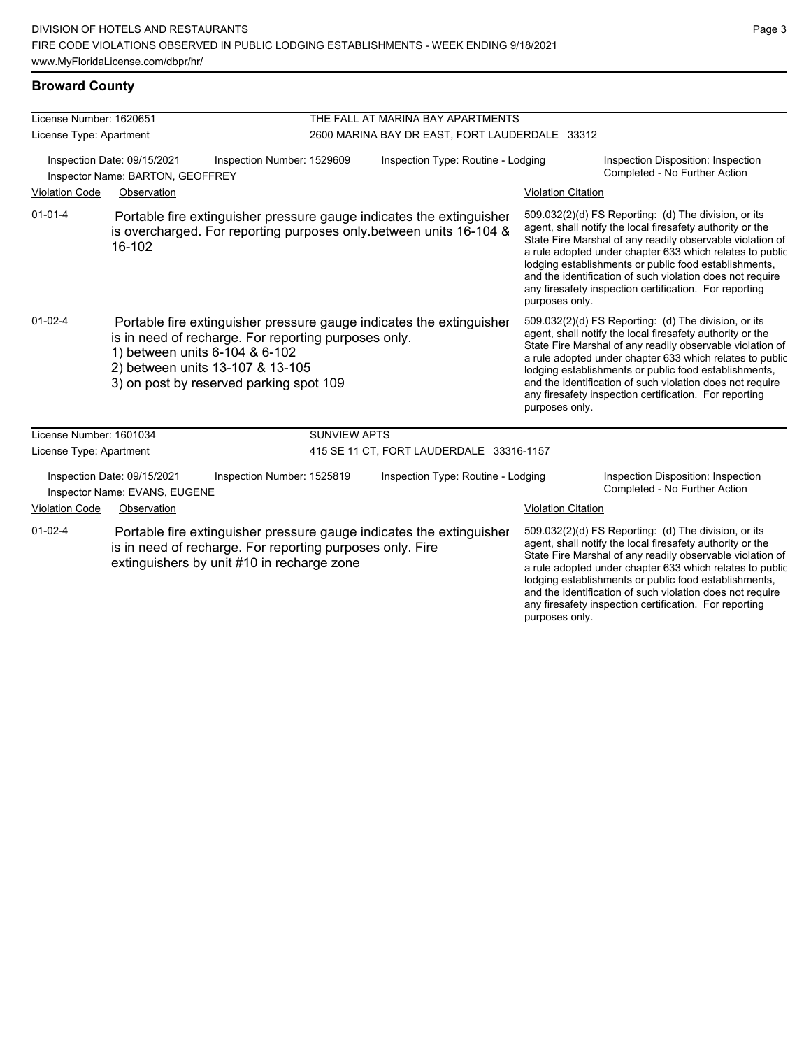## Broward County

**License Number:** 1620651
**License Type:** Apartment
**THE FALL AT MARINA BAY APARTMENTS**
2600 MARINA BAY DR EAST, FORT LAUDERDALE 33312

Inspection Date: 09/15/2021
Inspection Number: 1529609
Inspection Type: Routine - Lodging
Inspection Disposition: Inspection Completed - No Further Action
Inspector Name: BARTON, GEOFFREY

| Violation Code | Observation | Violation Citation |
|---|---|---|
| 01-01-4 | Portable fire extinguisher pressure gauge indicates the extinguisher is overcharged. For reporting purposes only.between units 16-104 & 16-102 | 509.032(2)(d) FS Reporting: (d) The division, or its agent, shall notify the local firesafety authority or the State Fire Marshal of any readily observable violation of a rule adopted under chapter 633 which relates to public lodging establishments or public food establishments, and the identification of such violation does not require any firesafety inspection certification. For reporting purposes only. |
| 01-02-4 | Portable fire extinguisher pressure gauge indicates the extinguisher is in need of recharge. For reporting purposes only.<br>1) between units 6-104 & 6-102<br>2) between units 13-107 & 13-105<br>3) on post by reserved parking spot 109 | 509.032(2)(d) FS Reporting: (d) The division, or its agent, shall notify the local firesafety authority or the State Fire Marshal of any readily observable violation of a rule adopted under chapter 633 which relates to public lodging establishments or public food establishments, and the identification of such violation does not require any firesafety inspection certification. For reporting purposes only. |

**License Number:** 1601034
**License Type:** Apartment
**SUNVIEW APTS**
415 SE 11 CT, FORT LAUDERDALE 33316-1157

Inspection Date: 09/15/2021
Inspection Number: 1525819
Inspection Type: Routine - Lodging
Inspection Disposition: Inspection Completed - No Further Action
Inspector Name: EVANS, EUGENE

| Violation Code | Observation | Violation Citation |
|---|---|---|
| 01-02-4 | Portable fire extinguisher pressure gauge indicates the extinguisher is in need of recharge. For reporting purposes only. Fire extinguishers by unit #10 in recharge zone | 509.032(2)(d) FS Reporting: (d) The division, or its agent, shall notify the local firesafety authority or the State Fire Marshal of any readily observable violation of a rule adopted under chapter 633 which relates to public lodging establishments or public food establishments, and the identification of such violation does not require any firesafety inspection certification. For reporting purposes only. |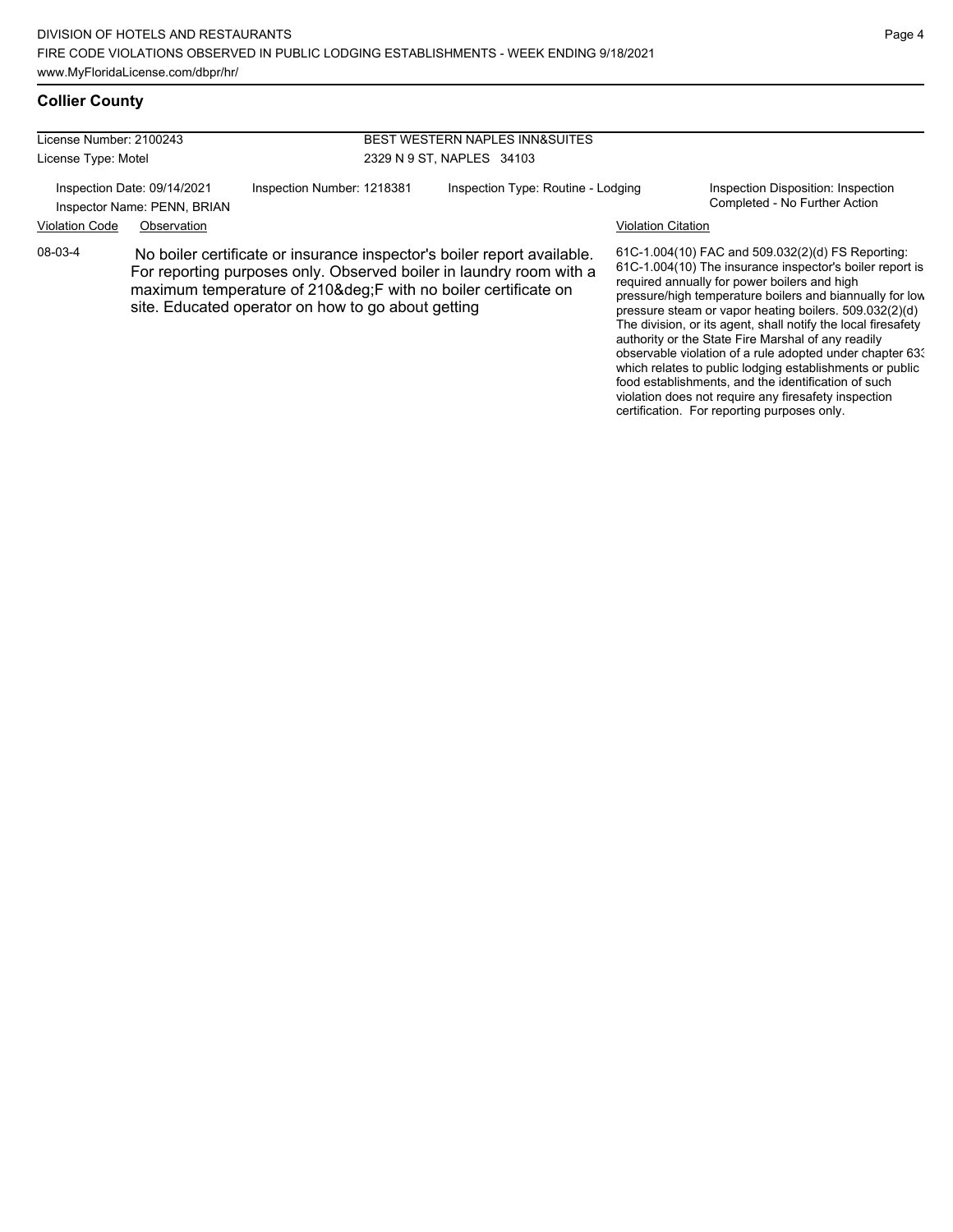## Collier County

| License Number: 2100243 | BEST WESTERN NAPLES INN&SUITES |
| --- | --- |
| License Type: Motel | 2329 N 9 ST, NAPLES 34103 |

Inspection Date: 09/14/2021
Inspector Name: PENN, BRIAN
Inspection Number: 1218381
Inspection Type: Routine - Lodging
Inspection Disposition: Inspection Completed - No Further Action

| Violation Code | Observation | Violation Citation |
| --- | --- | --- |
| 08-03-4 | No boiler certificate or insurance inspector's boiler report available. For reporting purposes only. Observed boiler in laundry room with a maximum temperature of 210&deg;F with no boiler certificate on site. Educated operator on how to go about getting | 61C-1.004(10) FAC and 509.032(2)(d) FS Reporting: 61C-1.004(10) The insurance inspector's boiler report is required annually for power boilers and high pressure/high temperature boilers and biannually for low pressure steam or vapor heating boilers. 509.032(2)(d) The division, or its agent, shall notify the local firesafety authority or the State Fire Marshal of any readily observable violation of a rule adopted under chapter 633 which relates to public lodging establishments or public food establishments, and the identification of such violation does not require any firesafety inspection certification. For reporting purposes only. |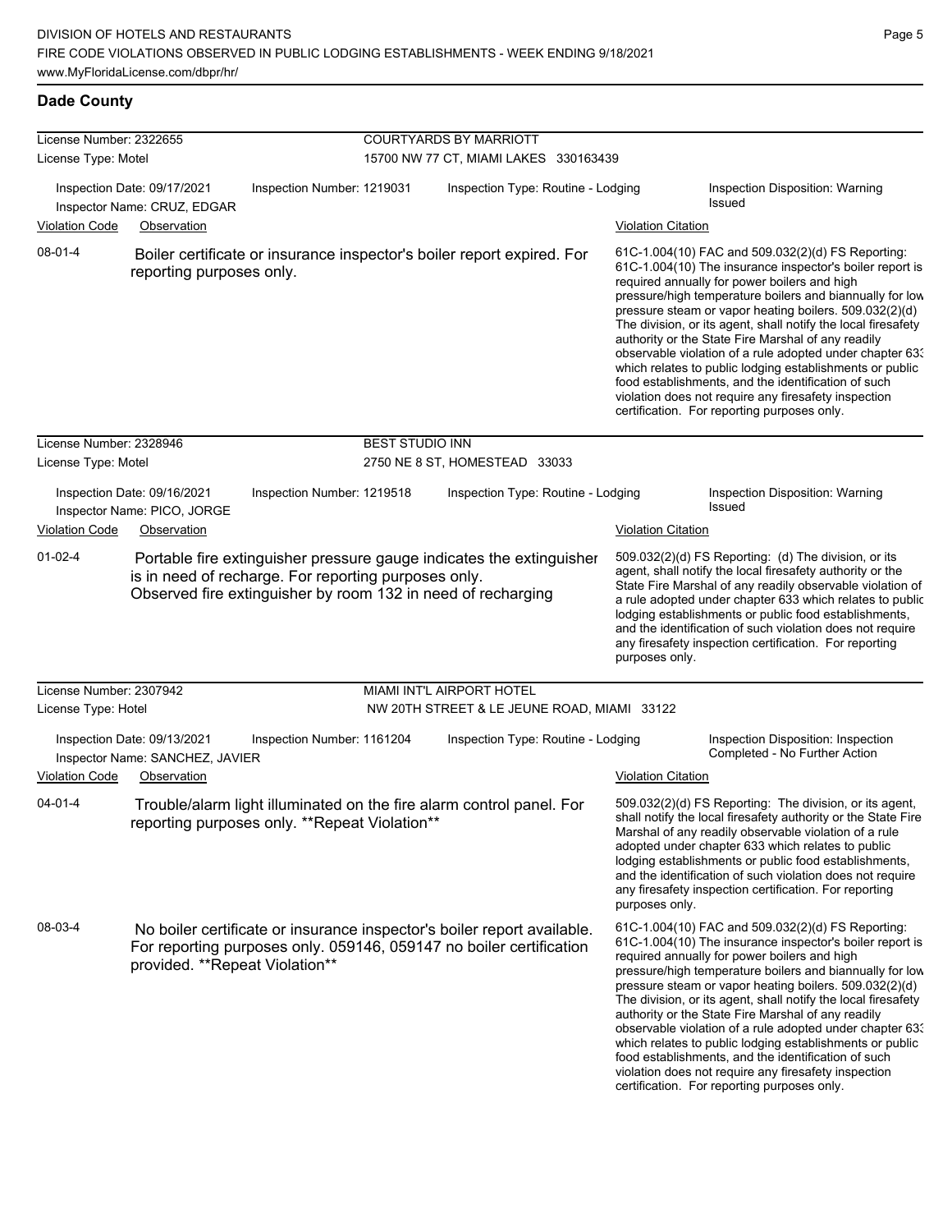## Dade County

**License Number:** 2322655 — **COURTYARDS BY MARRIOTT**
**License Type:** Motel — 15700 NW 77 CT, MIAMI LAKES 330163439

Inspection Date: 09/17/2021 | Inspection Number: 1219031 | Inspection Type: Routine - Lodging | Inspection Disposition: Warning Issued
Inspector Name: CRUZ, EDGAR

| Violation Code | Observation | Violation Citation |
|---|---|---|
| 08-01-4 | Boiler certificate or insurance inspector's boiler report expired. For reporting purposes only. | 61C-1.004(10) FAC and 509.032(2)(d) FS Reporting: 61C-1.004(10) The insurance inspector's boiler report is required annually for power boilers and high pressure/high temperature boilers and biannually for low pressure steam or vapor heating boilers. 509.032(2)(d) The division, or its agent, shall notify the local firesafety authority or the State Fire Marshal of any readily observable violation of a rule adopted under chapter 633 which relates to public lodging establishments or public food establishments, and the identification of such violation does not require any firesafety inspection certification. For reporting purposes only. |

**License Number:** 2328946 — **BEST STUDIO INN**
**License Type:** Motel — 2750 NE 8 ST, HOMESTEAD 33033

Inspection Date: 09/16/2021 | Inspection Number: 1219518 | Inspection Type: Routine - Lodging | Inspection Disposition: Warning Issued
Inspector Name: PICO, JORGE

| Violation Code | Observation | Violation Citation |
|---|---|---|
| 01-02-4 | Portable fire extinguisher pressure gauge indicates the extinguisher is in need of recharge. For reporting purposes only. Observed fire extinguisher by room 132 in need of recharging | 509.032(2)(d) FS Reporting: (d) The division, or its agent, shall notify the local firesafety authority or the State Fire Marshal of any readily observable violation of a rule adopted under chapter 633 which relates to public lodging establishments or public food establishments, and the identification of such violation does not require any firesafety inspection certification. For reporting purposes only. |

**License Number:** 2307942 — **MIAMI INT'L AIRPORT HOTEL**
**License Type:** Hotel — NW 20TH STREET & LE JEUNE ROAD, MIAMI 33122

Inspection Date: 09/13/2021 | Inspection Number: 1161204 | Inspection Type: Routine - Lodging | Inspection Disposition: Inspection Completed - No Further Action
Inspector Name: SANCHEZ, JAVIER

| Violation Code | Observation | Violation Citation |
|---|---|---|
| 04-01-4 | Trouble/alarm light illuminated on the fire alarm control panel. For reporting purposes only. **Repeat Violation** | 509.032(2)(d) FS Reporting: The division, or its agent, shall notify the local firesafety authority or the State Fire Marshal of any readily observable violation of a rule adopted under chapter 633 which relates to public lodging establishments or public food establishments, and the identification of such violation does not require any firesafety inspection certification. For reporting purposes only. |
| 08-03-4 | No boiler certificate or insurance inspector's boiler report available. For reporting purposes only. 059146, 059147 no boiler certification provided. **Repeat Violation** | 61C-1.004(10) FAC and 509.032(2)(d) FS Reporting: 61C-1.004(10) The insurance inspector's boiler report is required annually for power boilers and high pressure/high temperature boilers and biannually for low pressure steam or vapor heating boilers. 509.032(2)(d) The division, or its agent, shall notify the local firesafety authority or the State Fire Marshal of any readily observable violation of a rule adopted under chapter 633 which relates to public lodging establishments or public food establishments, and the identification of such violation does not require any firesafety inspection certification. For reporting purposes only. |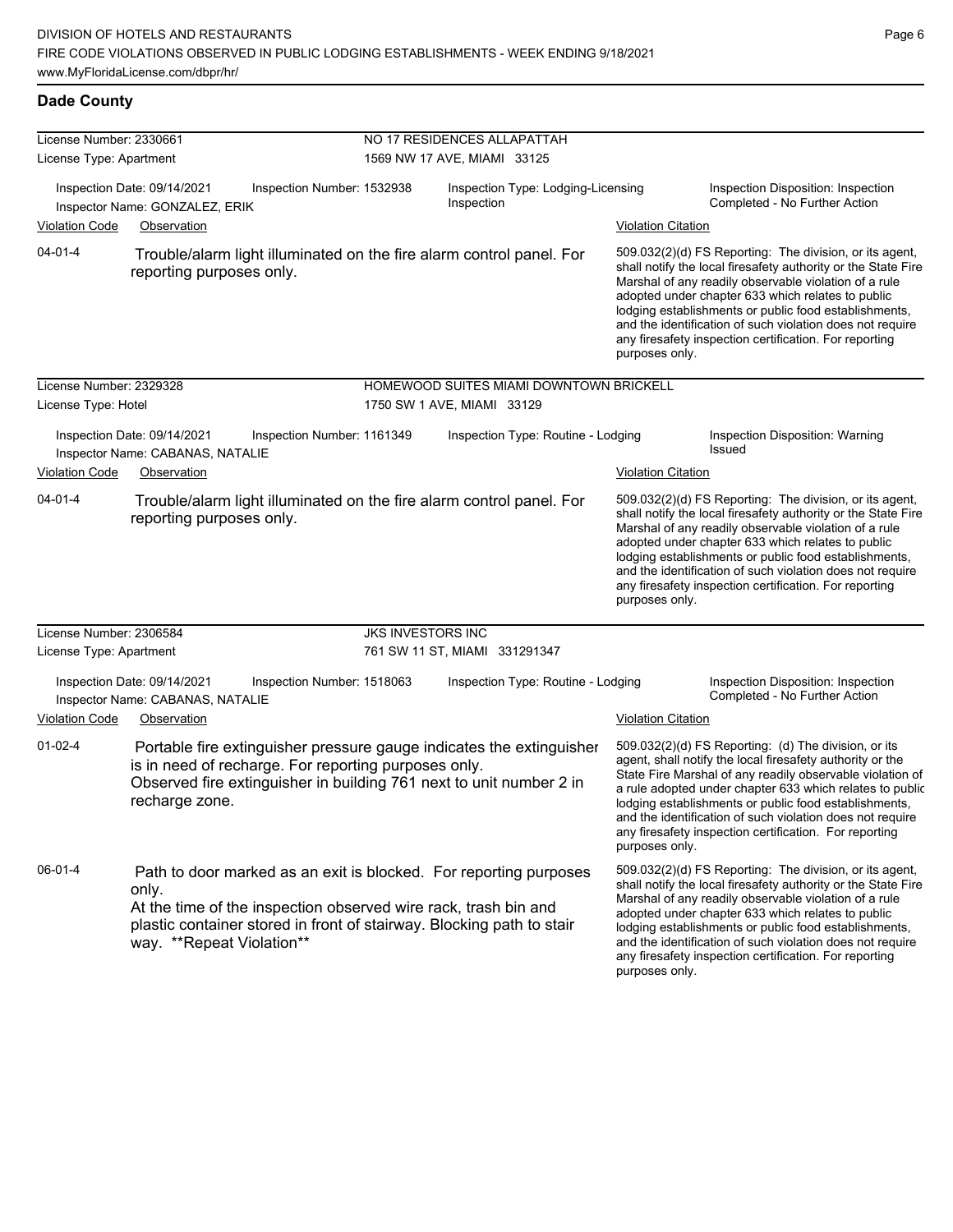## Dade County

**License Number:** 2330661
**License Type:** Apartment
**NO 17 RESIDENCES ALLAPATTAH**
1569 NW 17 AVE, MIAMI 33125

Inspection Date: 09/14/2021 | Inspection Number: 1532938 | Inspection Type: Lodging-Licensing Inspection | Inspection Disposition: Inspection Completed - No Further Action
Inspector Name: GONZALEZ, ERIK

| Violation Code | Observation | Violation Citation |
|---|---|---|
| 04-01-4 | Trouble/alarm light illuminated on the fire alarm control panel. For reporting purposes only. | 509.032(2)(d) FS Reporting: The division, or its agent, shall notify the local firesafety authority or the State Fire Marshal of any readily observable violation of a rule adopted under chapter 633 which relates to public lodging establishments or public food establishments, and the identification of such violation does not require any firesafety inspection certification. For reporting purposes only. |

**License Number:** 2329328
**License Type:** Hotel
**HOMEWOOD SUITES MIAMI DOWNTOWN BRICKELL**
1750 SW 1 AVE, MIAMI 33129

Inspection Date: 09/14/2021 | Inspection Number: 1161349 | Inspection Type: Routine - Lodging | Inspection Disposition: Warning Issued
Inspector Name: CABANAS, NATALIE

| Violation Code | Observation | Violation Citation |
|---|---|---|
| 04-01-4 | Trouble/alarm light illuminated on the fire alarm control panel. For reporting purposes only. | 509.032(2)(d) FS Reporting: The division, or its agent, shall notify the local firesafety authority or the State Fire Marshal of any readily observable violation of a rule adopted under chapter 633 which relates to public lodging establishments or public food establishments, and the identification of such violation does not require any firesafety inspection certification. For reporting purposes only. |

**License Number:** 2306584
**License Type:** Apartment
**JKS INVESTORS INC**
761 SW 11 ST, MIAMI 331291347

Inspection Date: 09/14/2021 | Inspection Number: 1518063 | Inspection Type: Routine - Lodging | Inspection Disposition: Inspection Completed - No Further Action
Inspector Name: CABANAS, NATALIE

| Violation Code | Observation | Violation Citation |
|---|---|---|
| 01-02-4 | Portable fire extinguisher pressure gauge indicates the extinguisher is in need of recharge. For reporting purposes only. Observed fire extinguisher in building 761 next to unit number 2 in recharge zone. | 509.032(2)(d) FS Reporting: (d) The division, or its agent, shall notify the local firesafety authority or the State Fire Marshal of any readily observable violation of a rule adopted under chapter 633 which relates to public lodging establishments or public food establishments, and the identification of such violation does not require any firesafety inspection certification. For reporting purposes only. |
| 06-01-4 | Path to door marked as an exit is blocked. For reporting purposes only. At the time of the inspection observed wire rack, trash bin and plastic container stored in front of stairway. Blocking path to stair way. **Repeat Violation** | 509.032(2)(d) FS Reporting: The division, or its agent, shall notify the local firesafety authority or the State Fire Marshal of any readily observable violation of a rule adopted under chapter 633 which relates to public lodging establishments or public food establishments, and the identification of such violation does not require any firesafety inspection certification. For reporting purposes only. |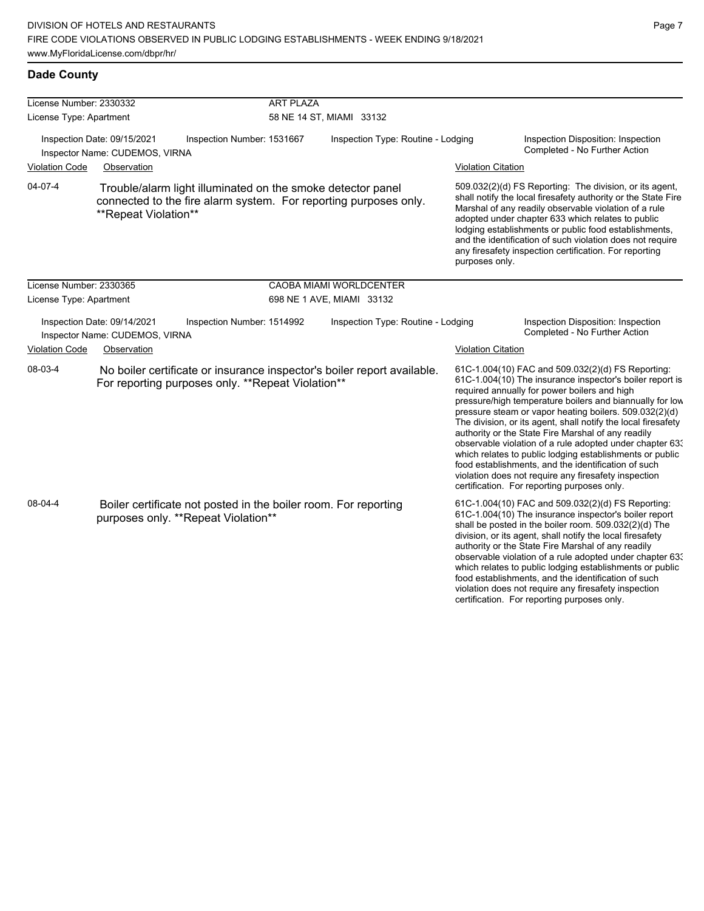## Dade County

**License Number:** 2330332 — **ART PLAZA**
**License Type:** Apartment — 58 NE 14 ST, MIAMI 33132

Inspection Date: 09/15/2021 | Inspection Number: 1531667 | Inspection Type: Routine - Lodging | Inspection Disposition: Inspection Completed - No Further Action
Inspector Name: CUDEMOS, VIRNA

| Violation Code | Observation | Violation Citation |
|---|---|---|
| 04-07-4 | Trouble/alarm light illuminated on the smoke detector panel connected to the fire alarm system. For reporting purposes only. **Repeat Violation** | 509.032(2)(d) FS Reporting: The division, or its agent, shall notify the local firesafety authority or the State Fire Marshal of any readily observable violation of a rule adopted under chapter 633 which relates to public lodging establishments or public food establishments, and the identification of such violation does not require any firesafety inspection certification. For reporting purposes only. |

**License Number:** 2330365 — **CAOBA MIAMI WORLDCENTER**
**License Type:** Apartment — 698 NE 1 AVE, MIAMI 33132

Inspection Date: 09/14/2021 | Inspection Number: 1514992 | Inspection Type: Routine - Lodging | Inspection Disposition: Inspection Completed - No Further Action
Inspector Name: CUDEMOS, VIRNA

| Violation Code | Observation | Violation Citation |
|---|---|---|
| 08-03-4 | No boiler certificate or insurance inspector's boiler report available. For reporting purposes only. **Repeat Violation** | 61C-1.004(10) FAC and 509.032(2)(d) FS Reporting: 61C-1.004(10) The insurance inspector's boiler report is required annually for power boilers and high pressure/high temperature boilers and biannually for low pressure steam or vapor heating boilers. 509.032(2)(d) The division, or its agent, shall notify the local firesafety authority or the State Fire Marshal of any readily observable violation of a rule adopted under chapter 633 which relates to public lodging establishments or public food establishments, and the identification of such violation does not require any firesafety inspection certification. For reporting purposes only. |
| 08-04-4 | Boiler certificate not posted in the boiler room. For reporting purposes only. **Repeat Violation** | 61C-1.004(10) FAC and 509.032(2)(d) FS Reporting: 61C-1.004(10) The insurance inspector's boiler report shall be posted in the boiler room. 509.032(2)(d) The division, or its agent, shall notify the local firesafety authority or the State Fire Marshal of any readily observable violation of a rule adopted under chapter 633 which relates to public lodging establishments or public food establishments, and the identification of such violation does not require any firesafety inspection certification. For reporting purposes only. |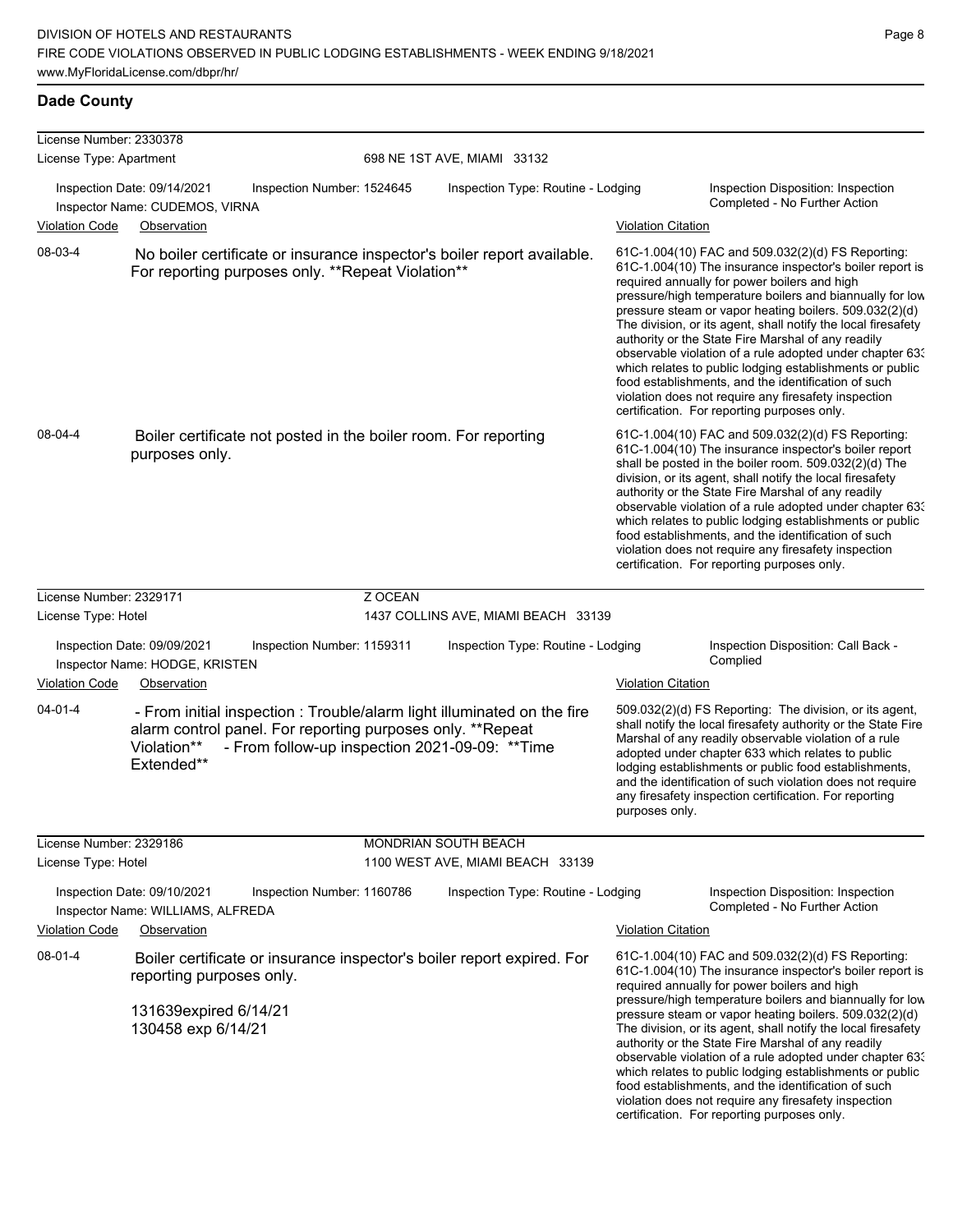## Dade County

**License Number:** 2330378
**License Type:** Apartment
698 NE 1ST AVE, MIAMI 33132

Inspection Date: 09/14/2021 | Inspection Number: 1524645 | Inspection Type: Routine - Lodging | Inspection Disposition: Inspection Completed - No Further Action
Inspector Name: CUDEMOS, VIRNA

| Violation Code | Observation | Violation Citation |
|---|---|---|
| 08-03-4 | No boiler certificate or insurance inspector's boiler report available. For reporting purposes only. **Repeat Violation** | 61C-1.004(10) FAC and 509.032(2)(d) FS Reporting: 61C-1.004(10) The insurance inspector's boiler report is required annually for power boilers and high pressure/high temperature boilers and biannually for low pressure steam or vapor heating boilers. 509.032(2)(d) The division, or its agent, shall notify the local firesafety authority or the State Fire Marshal of any readily observable violation of a rule adopted under chapter 633 which relates to public lodging establishments or public food establishments, and the identification of such violation does not require any firesafety inspection certification. For reporting purposes only. |
| 08-04-4 | Boiler certificate not posted in the boiler room. For reporting purposes only. | 61C-1.004(10) FAC and 509.032(2)(d) FS Reporting: 61C-1.004(10) The insurance inspector's boiler report shall be posted in the boiler room. 509.032(2)(d) The division, or its agent, shall notify the local firesafety authority or the State Fire Marshal of any readily observable violation of a rule adopted under chapter 633 which relates to public lodging establishments or public food establishments, and the identification of such violation does not require any firesafety inspection certification. For reporting purposes only. |

**License Number:** 2329171
**License Type:** Hotel
Z OCEAN
1437 COLLINS AVE, MIAMI BEACH 33139

Inspection Date: 09/09/2021 | Inspection Number: 1159311 | Inspection Type: Routine - Lodging | Inspection Disposition: Call Back - Complied
Inspector Name: HODGE, KRISTEN

| Violation Code | Observation | Violation Citation |
|---|---|---|
| 04-01-4 | - From initial inspection : Trouble/alarm light illuminated on the fire alarm control panel. For reporting purposes only. **Repeat Violation** - From follow-up inspection 2021-09-09: **Time Extended** | 509.032(2)(d) FS Reporting: The division, or its agent, shall notify the local firesafety authority or the State Fire Marshal of any readily observable violation of a rule adopted under chapter 633 which relates to public lodging establishments or public food establishments, and the identification of such violation does not require any firesafety inspection certification. For reporting purposes only. |

**License Number:** 2329186
**License Type:** Hotel
MONDRIAN SOUTH BEACH
1100 WEST AVE, MIAMI BEACH 33139

Inspection Date: 09/10/2021 | Inspection Number: 1160786 | Inspection Type: Routine - Lodging | Inspection Disposition: Inspection Completed - No Further Action
Inspector Name: WILLIAMS, ALFREDA

| Violation Code | Observation | Violation Citation |
|---|---|---|
| 08-01-4 | Boiler certificate or insurance inspector's boiler report expired. For reporting purposes only. 131639expired 6/14/21 130458 exp 6/14/21 | 61C-1.004(10) FAC and 509.032(2)(d) FS Reporting: 61C-1.004(10) The insurance inspector's boiler report is required annually for power boilers and high pressure/high temperature boilers and biannually for low pressure steam or vapor heating boilers. 509.032(2)(d) The division, or its agent, shall notify the local firesafety authority or the State Fire Marshal of any readily observable violation of a rule adopted under chapter 633 which relates to public lodging establishments or public food establishments, and the identification of such violation does not require any firesafety inspection certification. For reporting purposes only. |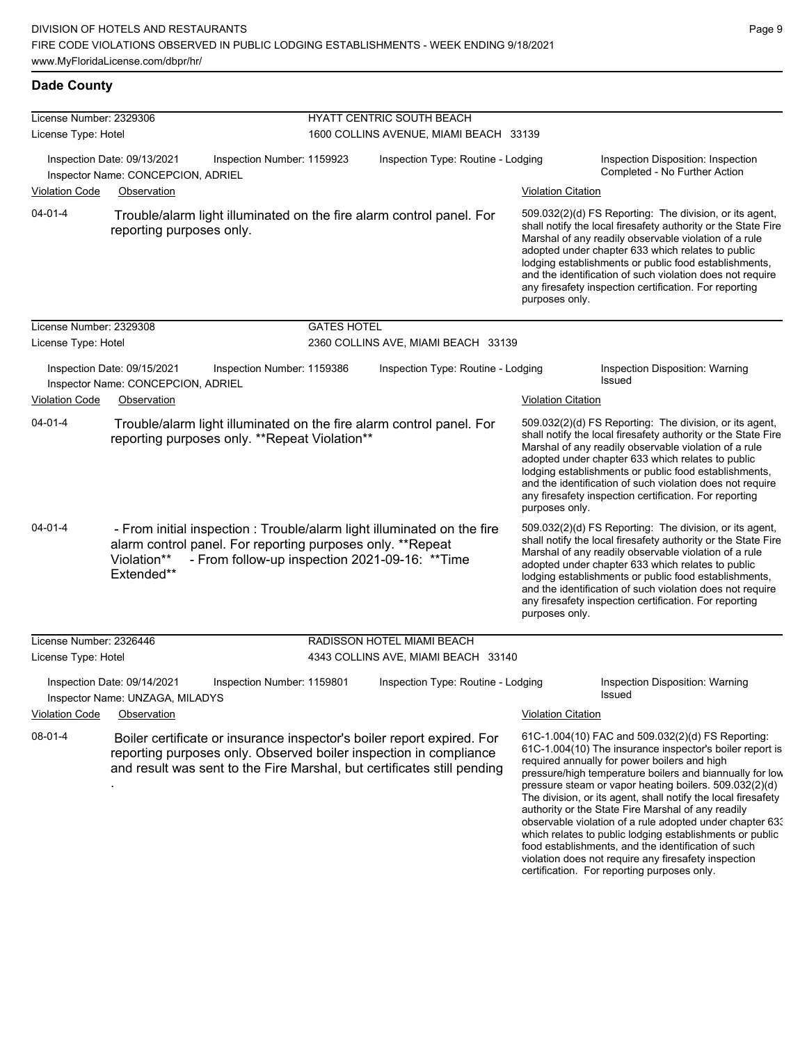## Dade County

**License Number:** 2329306 — **HYATT CENTRIC SOUTH BEACH**
**License Type:** Hotel — 1600 COLLINS AVENUE, MIAMI BEACH 33139

Inspection Date: 09/13/2021 | Inspection Number: 1159923 | Inspection Type: Routine - Lodging | Inspection Disposition: Inspection Completed - No Further Action
Inspector Name: CONCEPCION, ADRIEL

| Violation Code | Observation | Violation Citation |
| --- | --- | --- |
| 04-01-4 | Trouble/alarm light illuminated on the fire alarm control panel. For reporting purposes only. | 509.032(2)(d) FS Reporting: The division, or its agent, shall notify the local firesafety authority or the State Fire Marshal of any readily observable violation of a rule adopted under chapter 633 which relates to public lodging establishments or public food establishments, and the identification of such violation does not require any firesafety inspection certification. For reporting purposes only. |

**License Number:** 2329308 — **GATES HOTEL**
**License Type:** Hotel — 2360 COLLINS AVE, MIAMI BEACH 33139

Inspection Date: 09/15/2021 | Inspection Number: 1159386 | Inspection Type: Routine - Lodging | Inspection Disposition: Warning Issued
Inspector Name: CONCEPCION, ADRIEL

| Violation Code | Observation | Violation Citation |
| --- | --- | --- |
| 04-01-4 | Trouble/alarm light illuminated on the fire alarm control panel. For reporting purposes only. **Repeat Violation** | 509.032(2)(d) FS Reporting: The division, or its agent, shall notify the local firesafety authority or the State Fire Marshal of any readily observable violation of a rule adopted under chapter 633 which relates to public lodging establishments or public food establishments, and the identification of such violation does not require any firesafety inspection certification. For reporting purposes only. |
| 04-01-4 | - From initial inspection : Trouble/alarm light illuminated on the fire alarm control panel. For reporting purposes only. **Repeat Violation** - From follow-up inspection 2021-09-16: **Time Extended** | 509.032(2)(d) FS Reporting: The division, or its agent, shall notify the local firesafety authority or the State Fire Marshal of any readily observable violation of a rule adopted under chapter 633 which relates to public lodging establishments or public food establishments, and the identification of such violation does not require any firesafety inspection certification. For reporting purposes only. |

**License Number:** 2326446 — **RADISSON HOTEL MIAMI BEACH**
**License Type:** Hotel — 4343 COLLINS AVE, MIAMI BEACH 33140

Inspection Date: 09/14/2021 | Inspection Number: 1159801 | Inspection Type: Routine - Lodging | Inspection Disposition: Warning Issued
Inspector Name: UNZAGA, MILADYS

| Violation Code | Observation | Violation Citation |
| --- | --- | --- |
| 08-01-4 | Boiler certificate or insurance inspector's boiler report expired. For reporting purposes only. Observed boiler inspection in compliance and result was sent to the Fire Marshal, but certificates still pending . | 61C-1.004(10) FAC and 509.032(2)(d) FS Reporting: 61C-1.004(10) The insurance inspector's boiler report is required annually for power boilers and high pressure/high temperature boilers and biannually for low pressure steam or vapor heating boilers. 509.032(2)(d) The division, or its agent, shall notify the local firesafety authority or the State Fire Marshal of any readily observable violation of a rule adopted under chapter 633 which relates to public lodging establishments or public food establishments, and the identification of such violation does not require any firesafety inspection certification. For reporting purposes only. |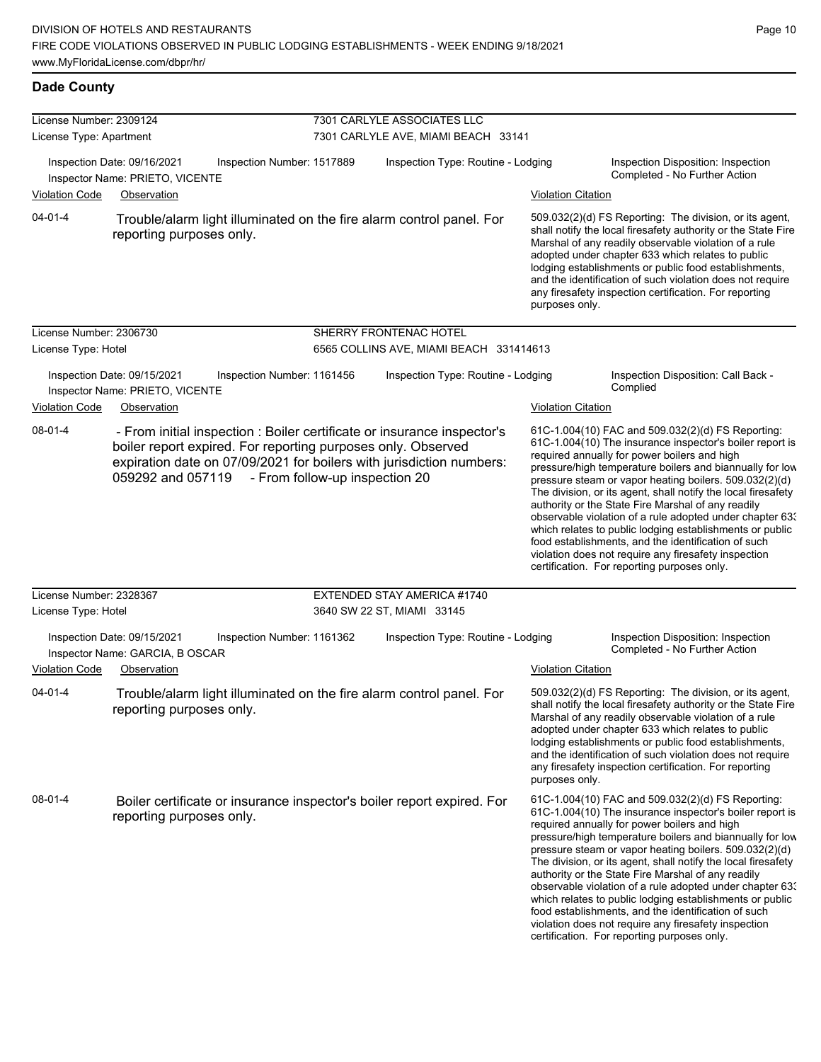## Dade County

**License Number:** 2309124 — 7301 CARLYLE ASSOCIATES LLC
**License Type:** Apartment — 7301 CARLYLE AVE, MIAMI BEACH 33141

Inspection Date: 09/16/2021 | Inspection Number: 1517889 | Inspection Type: Routine - Lodging | Inspection Disposition: Inspection Completed - No Further Action
Inspector Name: PRIETO, VICENTE

| Violation Code | Observation | Violation Citation |
|---|---|---|
| 04-01-4 | Trouble/alarm light illuminated on the fire alarm control panel. For reporting purposes only. | 509.032(2)(d) FS Reporting: The division, or its agent, shall notify the local firesafety authority or the State Fire Marshal of any readily observable violation of a rule adopted under chapter 633 which relates to public lodging establishments or public food establishments, and the identification of such violation does not require any firesafety inspection certification. For reporting purposes only. |

**License Number:** 2306730 — SHERRY FRONTENAC HOTEL
**License Type:** Hotel — 6565 COLLINS AVE, MIAMI BEACH 331414613

Inspection Date: 09/15/2021 | Inspection Number: 1161456 | Inspection Type: Routine - Lodging | Inspection Disposition: Call Back - Complied
Inspector Name: PRIETO, VICENTE

| Violation Code | Observation | Violation Citation |
|---|---|---|
| 08-01-4 | - From initial inspection : Boiler certificate or insurance inspector's boiler report expired. For reporting purposes only. Observed expiration date on 07/09/2021 for boilers with jurisdiction numbers: 059292 and 057119 - From follow-up inspection 20 | 61C-1.004(10) FAC and 509.032(2)(d) FS Reporting: 61C-1.004(10) The insurance inspector's boiler report is required annually for power boilers and high pressure/high temperature boilers and biannually for low pressure steam or vapor heating boilers. 509.032(2)(d) The division, or its agent, shall notify the local firesafety authority or the State Fire Marshal of any readily observable violation of a rule adopted under chapter 633 which relates to public lodging establishments or public food establishments, and the identification of such violation does not require any firesafety inspection certification. For reporting purposes only. |

**License Number:** 2328367 — EXTENDED STAY AMERICA #1740
**License Type:** Hotel — 3640 SW 22 ST, MIAMI 33145

Inspection Date: 09/15/2021 | Inspection Number: 1161362 | Inspection Type: Routine - Lodging | Inspection Disposition: Inspection Completed - No Further Action
Inspector Name: GARCIA, B OSCAR

| Violation Code | Observation | Violation Citation |
|---|---|---|
| 04-01-4 | Trouble/alarm light illuminated on the fire alarm control panel. For reporting purposes only. | 509.032(2)(d) FS Reporting: The division, or its agent, shall notify the local firesafety authority or the State Fire Marshal of any readily observable violation of a rule adopted under chapter 633 which relates to public lodging establishments or public food establishments, and the identification of such violation does not require any firesafety inspection certification. For reporting purposes only. |
| 08-01-4 | Boiler certificate or insurance inspector's boiler report expired. For reporting purposes only. | 61C-1.004(10) FAC and 509.032(2)(d) FS Reporting: 61C-1.004(10) The insurance inspector's boiler report is required annually for power boilers and high pressure/high temperature boilers and biannually for low pressure steam or vapor heating boilers. 509.032(2)(d) The division, or its agent, shall notify the local firesafety authority or the State Fire Marshal of any readily observable violation of a rule adopted under chapter 633 which relates to public lodging establishments or public food establishments, and the identification of such violation does not require any firesafety inspection certification. For reporting purposes only. |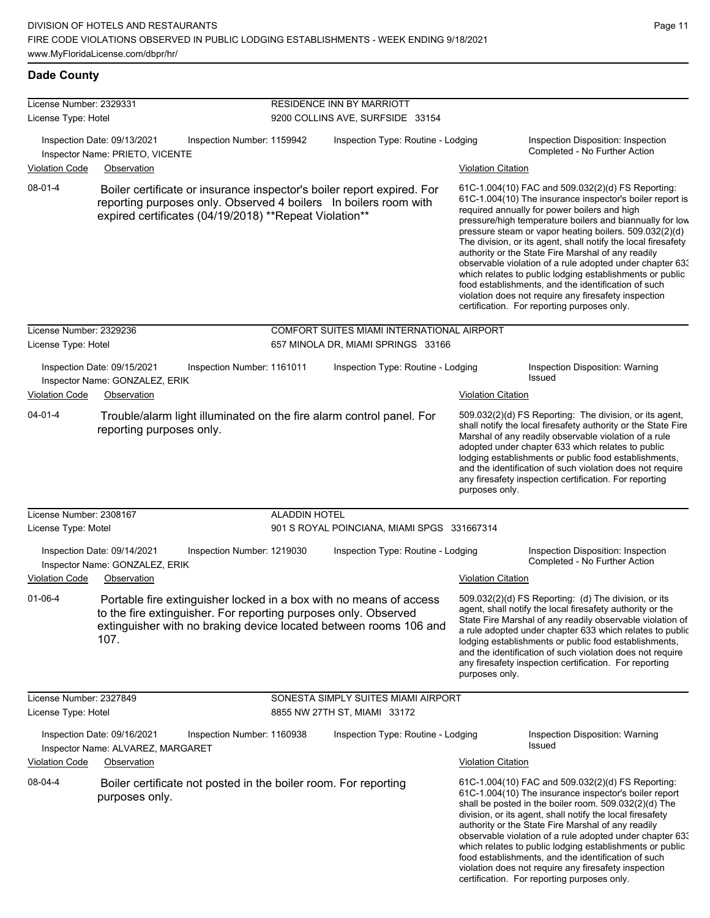## Dade County

**License Number:** 2329331 — **RESIDENCE INN BY MARRIOTT**
**License Type:** Hotel — 9200 COLLINS AVE, SURFSIDE 33154

Inspection Date: 09/13/2021 | Inspection Number: 1159942 | Inspection Type: Routine - Lodging | Inspection Disposition: Inspection Completed - No Further Action
Inspector Name: PRIETO, VICENTE

| Violation Code | Observation | Violation Citation |
|---|---|---|
| 08-01-4 | Boiler certificate or insurance inspector's boiler report expired. For reporting purposes only. Observed 4 boilers In boilers room with expired certificates (04/19/2018) **Repeat Violation** | 61C-1.004(10) FAC and 509.032(2)(d) FS Reporting: 61C-1.004(10) The insurance inspector's boiler report is required annually for power boilers and high pressure/high temperature boilers and biannually for low pressure steam or vapor heating boilers. 509.032(2)(d) The division, or its agent, shall notify the local firesafety authority or the State Fire Marshal of any readily observable violation of a rule adopted under chapter 633 which relates to public lodging establishments or public food establishments, and the identification of such violation does not require any firesafety inspection certification. For reporting purposes only. |

**License Number:** 2329236 — **COMFORT SUITES MIAMI INTERNATIONAL AIRPORT**
**License Type:** Hotel — 657 MINOLA DR, MIAMI SPRINGS 33166

Inspection Date: 09/15/2021 | Inspection Number: 1161011 | Inspection Type: Routine - Lodging | Inspection Disposition: Warning Issued
Inspector Name: GONZALEZ, ERIK

| Violation Code | Observation | Violation Citation |
|---|---|---|
| 04-01-4 | Trouble/alarm light illuminated on the fire alarm control panel. For reporting purposes only. | 509.032(2)(d) FS Reporting: The division, or its agent, shall notify the local firesafety authority or the State Fire Marshal of any readily observable violation of a rule adopted under chapter 633 which relates to public lodging establishments or public food establishments, and the identification of such violation does not require any firesafety inspection certification. For reporting purposes only. |

**License Number:** 2308167 — **ALADDIN HOTEL**
**License Type:** Motel — 901 S ROYAL POINCIANA, MIAMI SPGS 331667314

Inspection Date: 09/14/2021 | Inspection Number: 1219030 | Inspection Type: Routine - Lodging | Inspection Disposition: Inspection Completed - No Further Action
Inspector Name: GONZALEZ, ERIK

| Violation Code | Observation | Violation Citation |
|---|---|---|
| 01-06-4 | Portable fire extinguisher locked in a box with no means of access to the fire extinguisher. For reporting purposes only. Observed extinguisher with no braking device located between rooms 106 and 107. | 509.032(2)(d) FS Reporting: (d) The division, or its agent, shall notify the local firesafety authority or the State Fire Marshal of any readily observable violation of a rule adopted under chapter 633 which relates to public lodging establishments or public food establishments, and the identification of such violation does not require any firesafety inspection certification. For reporting purposes only. |

**License Number:** 2327849 — **SONESTA SIMPLY SUITES MIAMI AIRPORT**
**License Type:** Hotel — 8855 NW 27TH ST, MIAMI 33172

Inspection Date: 09/16/2021 | Inspection Number: 1160938 | Inspection Type: Routine - Lodging | Inspection Disposition: Warning Issued
Inspector Name: ALVAREZ, MARGARET

| Violation Code | Observation | Violation Citation |
|---|---|---|
| 08-04-4 | Boiler certificate not posted in the boiler room. For reporting purposes only. | 61C-1.004(10) FAC and 509.032(2)(d) FS Reporting: 61C-1.004(10) The insurance inspector's boiler report shall be posted in the boiler room. 509.032(2)(d) The division, or its agent, shall notify the local firesafety authority or the State Fire Marshal of any readily observable violation of a rule adopted under chapter 633 which relates to public lodging establishments or public food establishments, and the identification of such violation does not require any firesafety inspection certification. For reporting purposes only. |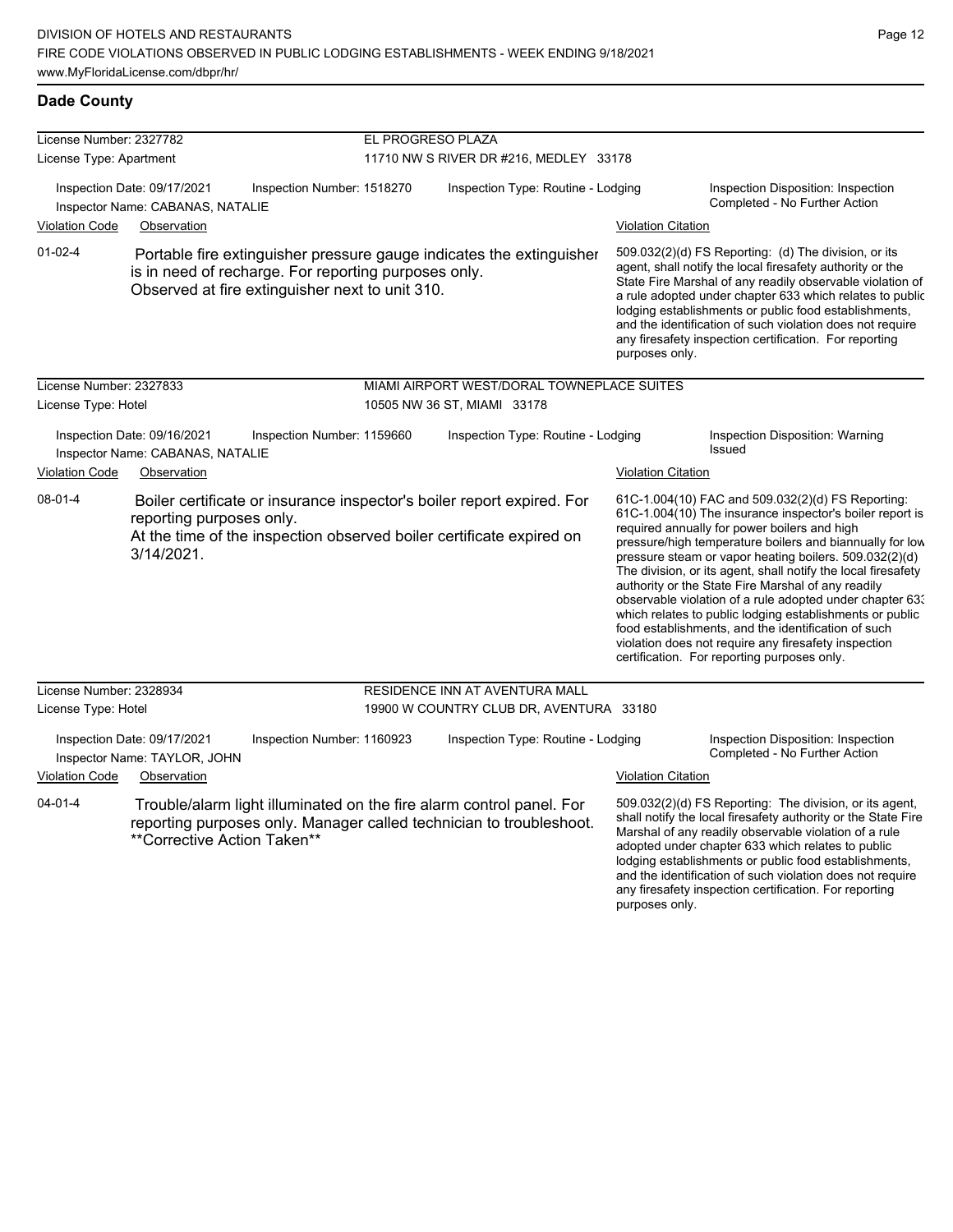## Dade County

**License Number:** 2327782 — EL PROGRESO PLAZA
**License Type:** Apartment — 11710 NW S RIVER DR #216, MEDLEY 33178

Inspection Date: 09/17/2021 | Inspection Number: 1518270 | Inspection Type: Routine - Lodging | Inspection Disposition: Inspection Completed - No Further Action
Inspector Name: CABANAS, NATALIE

| Violation Code | Observation | Violation Citation |
| --- | --- | --- |
| 01-02-4 | Portable fire extinguisher pressure gauge indicates the extinguisher is in need of recharge. For reporting purposes only. Observed at fire extinguisher next to unit 310. | 509.032(2)(d) FS Reporting: (d) The division, or its agent, shall notify the local firesafety authority or the State Fire Marshal of any readily observable violation of a rule adopted under chapter 633 which relates to public lodging establishments or public food establishments, and the identification of such violation does not require any firesafety inspection certification. For reporting purposes only. |

**License Number:** 2327833 — MIAMI AIRPORT WEST/DORAL TOWNEPLACE SUITES
**License Type:** Hotel — 10505 NW 36 ST, MIAMI 33178

Inspection Date: 09/16/2021 | Inspection Number: 1159660 | Inspection Type: Routine - Lodging | Inspection Disposition: Warning Issued
Inspector Name: CABANAS, NATALIE

| Violation Code | Observation | Violation Citation |
| --- | --- | --- |
| 08-01-4 | Boiler certificate or insurance inspector's boiler report expired. For reporting purposes only. At the time of the inspection observed boiler certificate expired on 3/14/2021. | 61C-1.004(10) FAC and 509.032(2)(d) FS Reporting: 61C-1.004(10) The insurance inspector's boiler report is required annually for power boilers and high pressure/high temperature boilers and biannually for low pressure steam or vapor heating boilers. 509.032(2)(d) The division, or its agent, shall notify the local firesafety authority or the State Fire Marshal of any readily observable violation of a rule adopted under chapter 633 which relates to public lodging establishments or public food establishments, and the identification of such violation does not require any firesafety inspection certification. For reporting purposes only. |

**License Number:** 2328934 — RESIDENCE INN AT AVENTURA MALL
**License Type:** Hotel — 19900 W COUNTRY CLUB DR, AVENTURA 33180

Inspection Date: 09/17/2021 | Inspection Number: 1160923 | Inspection Type: Routine - Lodging | Inspection Disposition: Inspection Completed - No Further Action
Inspector Name: TAYLOR, JOHN

| Violation Code | Observation | Violation Citation |
| --- | --- | --- |
| 04-01-4 | Trouble/alarm light illuminated on the fire alarm control panel. For reporting purposes only. Manager called technician to troubleshoot. **Corrective Action Taken** | 509.032(2)(d) FS Reporting: The division, or its agent, shall notify the local firesafety authority or the State Fire Marshal of any readily observable violation of a rule adopted under chapter 633 which relates to public lodging establishments or public food establishments, and the identification of such violation does not require any firesafety inspection certification. For reporting purposes only. |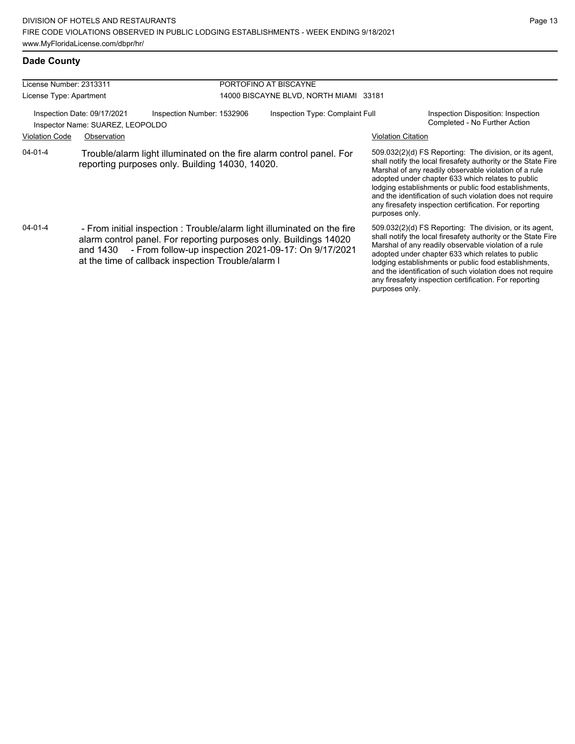## Dade Course

## Dade County

| License Number: 2313311 | PORTOFINO AT BISCAYNE |
| --- | --- |
| License Type: Apartment | 14000 BISCAYNE BLVD, NORTH MIAMI 33181 |

Inspection Date: 09/17/2021 | Inspection Number: 1532906 | Inspection Type: Complaint Full | Inspection Disposition: Inspection Completed - No Further Action

Inspector Name: SUAREZ, LEOPOLDO

| Violation Code | Observation | Violation Citation |
| --- | --- | --- |
| 04-01-4 | Trouble/alarm light illuminated on the fire alarm control panel. For reporting purposes only. Building 14030, 14020. | 509.032(2)(d) FS Reporting: The division, or its agent, shall notify the local firesafety authority or the State Fire Marshal of any readily observable violation of a rule adopted under chapter 633 which relates to public lodging establishments or public food establishments, and the identification of such violation does not require any firesafety inspection certification. For reporting purposes only. |
| 04-01-4 | - From initial inspection : Trouble/alarm light illuminated on the fire alarm control panel. For reporting purposes only. Buildings 14020 and 1430 - From follow-up inspection 2021-09-17: On 9/17/2021 at the time of callback inspection Trouble/alarm l | 509.032(2)(d) FS Reporting: The division, or its agent, shall notify the local firesafety authority or the State Fire Marshal of any readily observable violation of a rule adopted under chapter 633 which relates to public lodging establishments or public food establishments, and the identification of such violation does not require any firesafety inspection certification. For reporting purposes only. |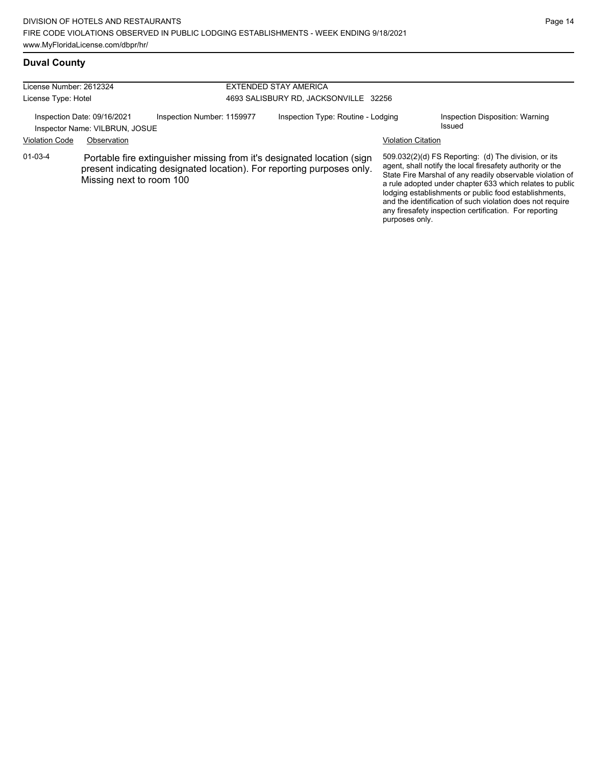## Duval County

| License Number: 2612324 | EXTENDED STAY AMERICA |
| --- | --- |
| License Type: Hotel | 4693 SALISBURY RD, JACKSONVILLE 32256 |

| Inspection Date: 09/16/2021 | Inspection Number: 1159977 | Inspection Type: Routine - Lodging | Inspection Disposition: Warning Issued |
| --- | --- | --- | --- |
| Inspector Name: VILBRUN, JOSUE | | | |

| Violation Code | Observation | Violation Citation |
| --- | --- | --- |
| 01-03-4 | Portable fire extinguisher missing from it's designated location (sign present indicating designated location). For reporting purposes only. Missing next to room 100 | 509.032(2)(d) FS Reporting: (d) The division, or its agent, shall notify the local firesafety authority or the State Fire Marshal of any readily observable violation of a rule adopted under chapter 633 which relates to public lodging establishments or public food establishments, and the identification of such violation does not require any firesafety inspection certification. For reporting purposes only. |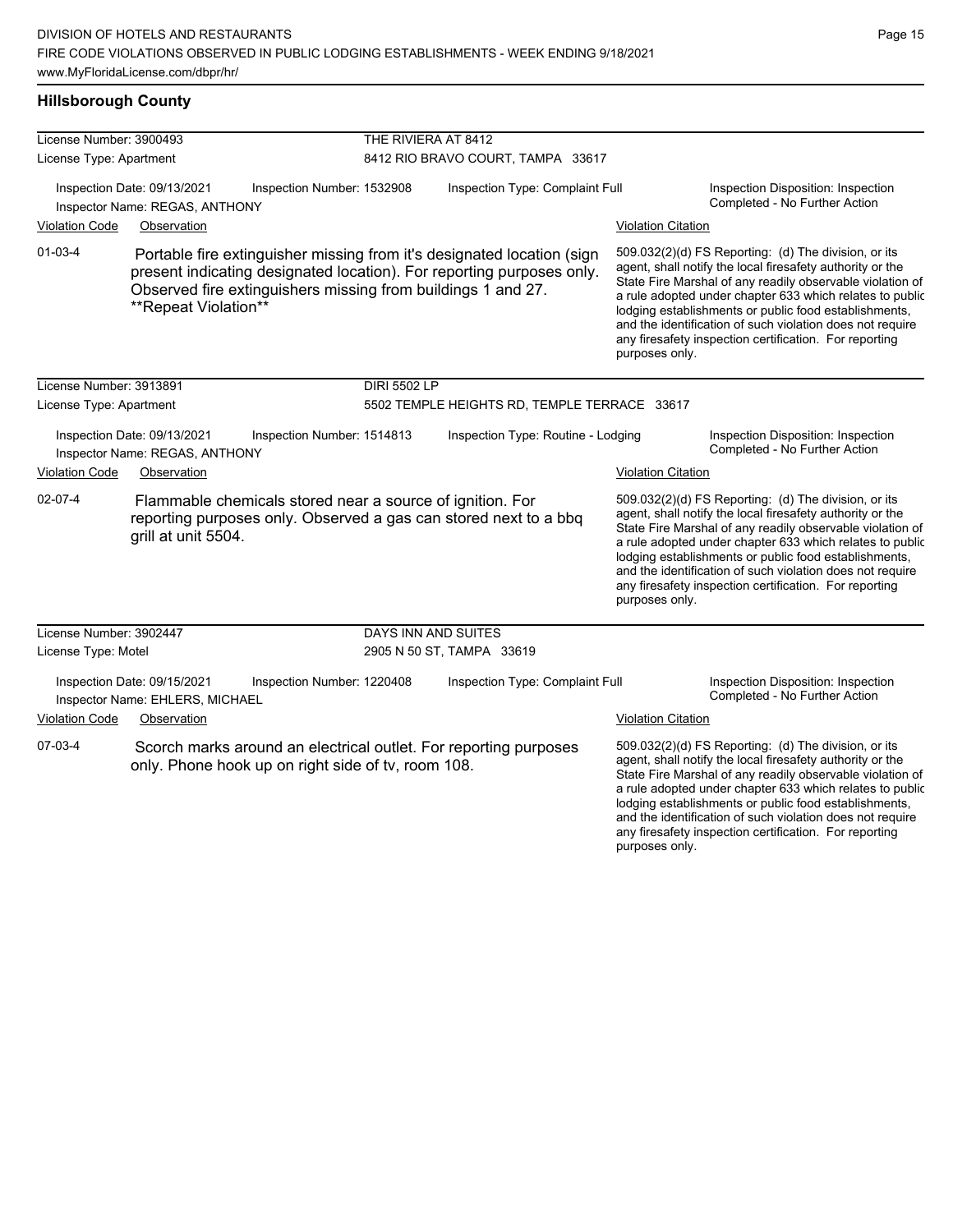## Hillsborough County

**License Number:** 3900493 — **THE RIVIERA AT 8412**
**License Type:** Apartment — 8412 RIO BRAVO COURT, TAMPA 33617

Inspection Date: 09/13/2021 | Inspection Number: 1532908 | Inspection Type: Complaint Full | Inspection Disposition: Inspection Completed - No Further Action
Inspector Name: REGAS, ANTHONY

| Violation Code | Observation | Violation Citation |
|---|---|---|
| 01-03-4 | Portable fire extinguisher missing from it's designated location (sign present indicating designated location). For reporting purposes only. Observed fire extinguishers missing from buildings 1 and 27. **Repeat Violation** | 509.032(2)(d) FS Reporting: (d) The division, or its agent, shall notify the local firesafety authority or the State Fire Marshal of any readily observable violation of a rule adopted under chapter 633 which relates to public lodging establishments or public food establishments, and the identification of such violation does not require any firesafety inspection certification. For reporting purposes only. |

**License Number:** 3913891 — **DIRI 5502 LP**
**License Type:** Apartment — 5502 TEMPLE HEIGHTS RD, TEMPLE TERRACE 33617

Inspection Date: 09/13/2021 | Inspection Number: 1514813 | Inspection Type: Routine - Lodging | Inspection Disposition: Inspection Completed - No Further Action
Inspector Name: REGAS, ANTHONY

| Violation Code | Observation | Violation Citation |
|---|---|---|
| 02-07-4 | Flammable chemicals stored near a source of ignition. For reporting purposes only. Observed a gas can stored next to a bbq grill at unit 5504. | 509.032(2)(d) FS Reporting: (d) The division, or its agent, shall notify the local firesafety authority or the State Fire Marshal of any readily observable violation of a rule adopted under chapter 633 which relates to public lodging establishments or public food establishments, and the identification of such violation does not require any firesafety inspection certification. For reporting purposes only. |

**License Number:** 3902447 — **DAYS INN AND SUITES**
**License Type:** Motel — 2905 N 50 ST, TAMPA 33619

Inspection Date: 09/15/2021 | Inspection Number: 1220408 | Inspection Type: Complaint Full | Inspection Disposition: Inspection Completed - No Further Action
Inspector Name: EHLERS, MICHAEL

| Violation Code | Observation | Violation Citation |
|---|---|---|
| 07-03-4 | Scorch marks around an electrical outlet. For reporting purposes only. Phone hook up on right side of tv, room 108. | 509.032(2)(d) FS Reporting: (d) The division, or its agent, shall notify the local firesafety authority or the State Fire Marshal of any readily observable violation of a rule adopted under chapter 633 which relates to public lodging establishments or public food establishments, and the identification of such violation does not require any firesafety inspection certification. For reporting purposes only. |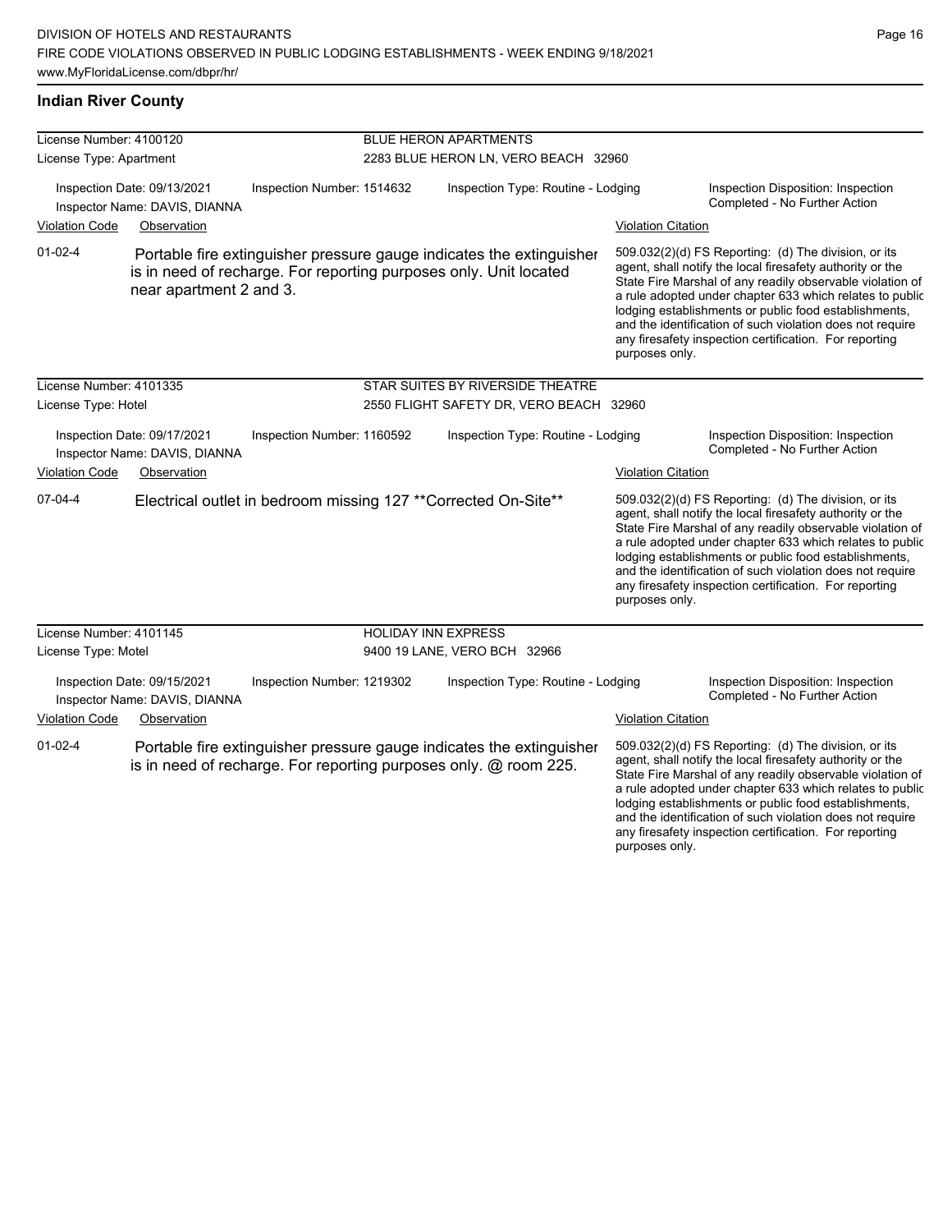## Indian River County

**License Number:** 4100120 — **BLUE HERON APARTMENTS**
**License Type:** Apartment — 2283 BLUE HERON LN, VERO BEACH 32960

Inspection Date: 09/13/2021 | Inspection Number: 1514632 | Inspection Type: Routine - Lodging | Inspection Disposition: Inspection Completed - No Further Action
Inspector Name: DAVIS, DIANNA

| Violation Code | Observation | Violation Citation |
|---|---|---|
| 01-02-4 | Portable fire extinguisher pressure gauge indicates the extinguisher is in need of recharge. For reporting purposes only. Unit located near apartment 2 and 3. | 509.032(2)(d) FS Reporting: (d) The division, or its agent, shall notify the local firesafety authority or the State Fire Marshal of any readily observable violation of a rule adopted under chapter 633 which relates to public lodging establishments or public food establishments, and the identification of such violation does not require any firesafety inspection certification. For reporting purposes only. |

**License Number:** 4101335 — **STAR SUITES BY RIVERSIDE THEATRE**
**License Type:** Hotel — 2550 FLIGHT SAFETY DR, VERO BEACH 32960

Inspection Date: 09/17/2021 | Inspection Number: 1160592 | Inspection Type: Routine - Lodging | Inspection Disposition: Inspection Completed - No Further Action
Inspector Name: DAVIS, DIANNA

| Violation Code | Observation | Violation Citation |
|---|---|---|
| 07-04-4 | Electrical outlet in bedroom missing 127 **Corrected On-Site** | 509.032(2)(d) FS Reporting: (d) The division, or its agent, shall notify the local firesafety authority or the State Fire Marshal of any readily observable violation of a rule adopted under chapter 633 which relates to public lodging establishments or public food establishments, and the identification of such violation does not require any firesafety inspection certification. For reporting purposes only. |

**License Number:** 4101145 — **HOLIDAY INN EXPRESS**
**License Type:** Motel — 9400 19 LANE, VERO BCH 32966

Inspection Date: 09/15/2021 | Inspection Number: 1219302 | Inspection Type: Routine - Lodging | Inspection Disposition: Inspection Completed - No Further Action
Inspector Name: DAVIS, DIANNA

| Violation Code | Observation | Violation Citation |
|---|---|---|
| 01-02-4 | Portable fire extinguisher pressure gauge indicates the extinguisher is in need of recharge. For reporting purposes only. @ room 225. | 509.032(2)(d) FS Reporting: (d) The division, or its agent, shall notify the local firesafety authority or the State Fire Marshal of any readily observable violation of a rule adopted under chapter 633 which relates to public lodging establishments or public food establishments, and the identification of such violation does not require any firesafety inspection certification. For reporting purposes only. |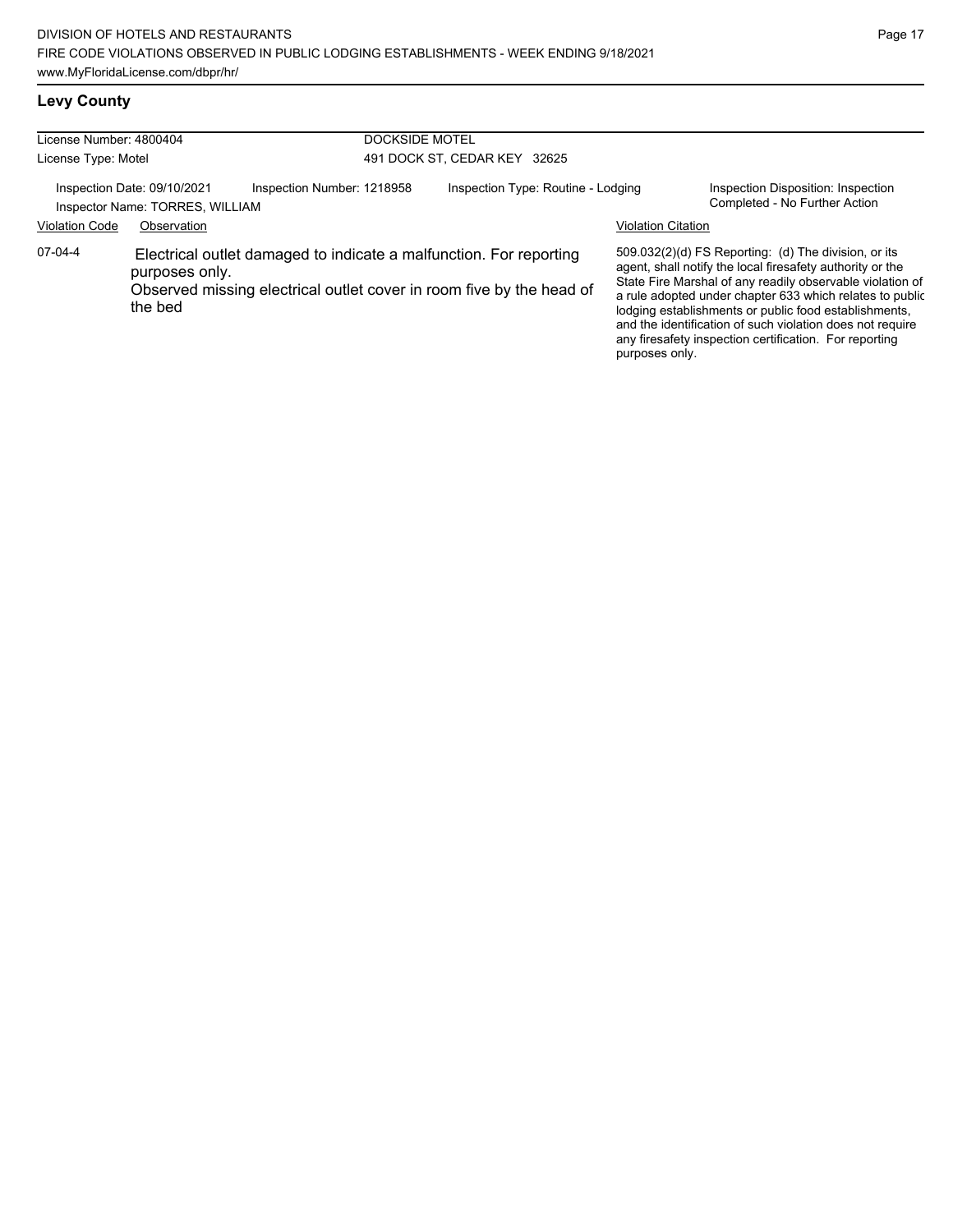## Levy County

| License Number: 4800404 | DOCKSIDE MOTEL |
| --- | --- |
| License Type: Motel | 491 DOCK ST, CEDAR KEY 32625 |

Inspection Date: 09/10/2021 | Inspection Number: 1218958 | Inspection Type: Routine - Lodging | Inspection Disposition: Inspection Completed - No Further Action

Inspector Name: TORRES, WILLIAM

| Violation Code | Observation | Violation Citation |
| --- | --- | --- |
| 07-04-4 | Electrical outlet damaged to indicate a malfunction. For reporting purposes only. Observed missing electrical outlet cover in room five by the head of the bed | 509.032(2)(d) FS Reporting: (d) The division, or its agent, shall notify the local firesafety authority or the State Fire Marshal of any readily observable violation of a rule adopted under chapter 633 which relates to public lodging establishments or public food establishments, and the identification of such violation does not require any firesafety inspection certification. For reporting purposes only. |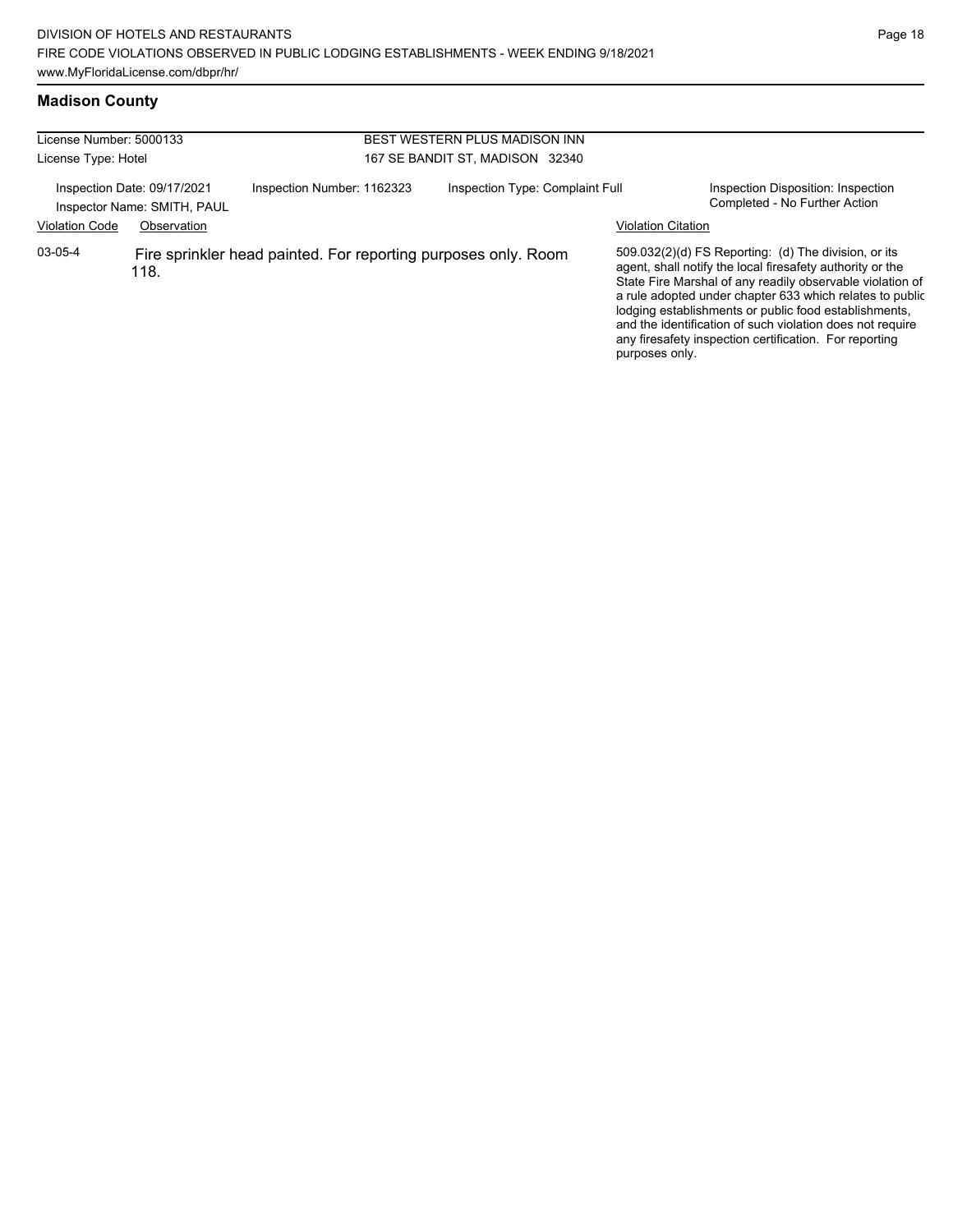## Madison County

License Number: 5000133
License Type: Hotel

BEST WESTERN PLUS MADISON INN
167 SE BANDIT ST, MADISON 32340

Inspection Date: 09/17/2021
Inspector Name: SMITH, PAUL
Inspection Number: 1162323
Inspection Type: Complaint Full
Inspection Disposition: Inspection Completed - No Further Action

| Violation Code | Observation | Violation Citation |
|---|---|---|
| 03-05-4 | Fire sprinkler head painted. For reporting purposes only. Room 118. | 509.032(2)(d) FS Reporting: (d) The division, or its agent, shall notify the local firesafety authority or the State Fire Marshal of any readily observable violation of a rule adopted under chapter 633 which relates to public lodging establishments or public food establishments, and the identification of such violation does not require any firesafety inspection certification. For reporting purposes only. |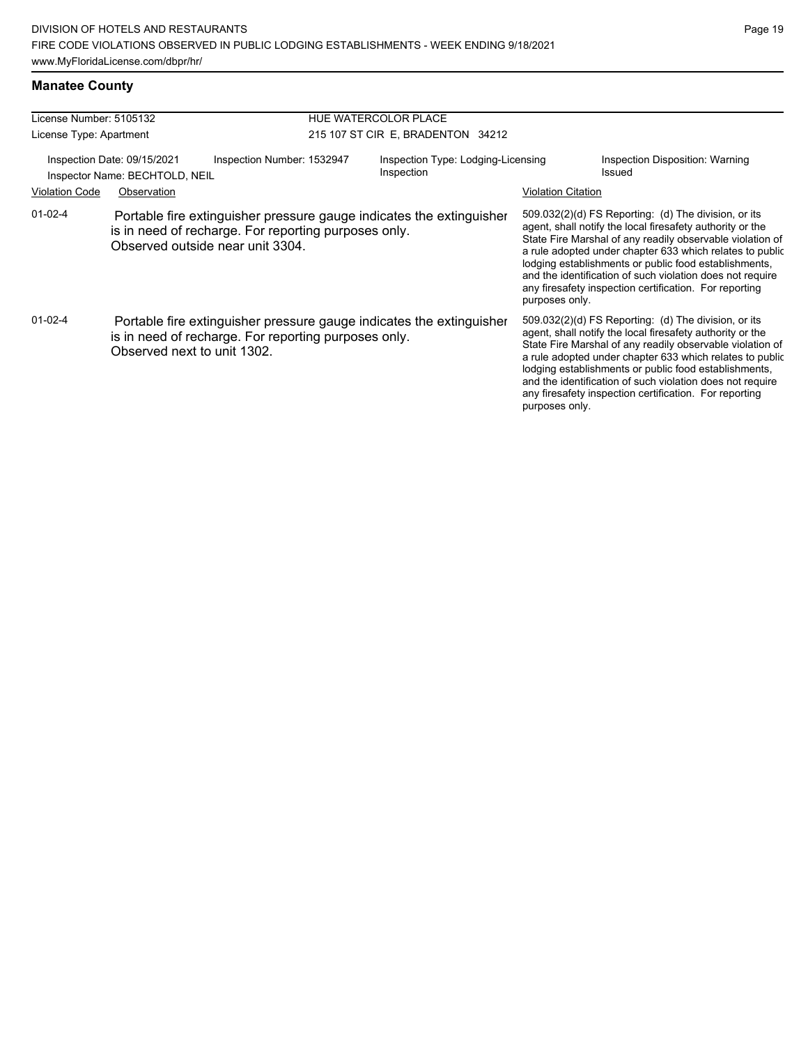## Manatee County

| License Number: 5105132 | | HUE WATERCOLOR PLACE | |
|---|---|---|---|
| License Type: Apartment | | 215 107 ST CIR E, BRADENTON 34212 | |
| Inspection Date: 09/15/2021 | Inspection Number: 1532947 | Inspection Type: Lodging-Licensing Inspection | Inspection Disposition: Warning Issued |
| Inspector Name: BECHTOLD, NEIL | | | |

| Violation Code | Observation | Violation Citation |
|---|---|---|
| 01-02-4 | Portable fire extinguisher pressure gauge indicates the extinguisher is in need of recharge. For reporting purposes only. Observed outside near unit 3304. | 509.032(2)(d) FS Reporting: (d) The division, or its agent, shall notify the local firesafety authority or the State Fire Marshal of any readily observable violation of a rule adopted under chapter 633 which relates to public lodging establishments or public food establishments, and the identification of such violation does not require any firesafety inspection certification. For reporting purposes only. |
| 01-02-4 | Portable fire extinguisher pressure gauge indicates the extinguisher is in need of recharge. For reporting purposes only. Observed next to unit 1302. | 509.032(2)(d) FS Reporting: (d) The division, or its agent, shall notify the local firesafety authority or the State Fire Marshal of any readily observable violation of a rule adopted under chapter 633 which relates to public lodging establishments or public food establishments, and the identification of such violation does not require any firesafety inspection certification. For reporting purposes only. |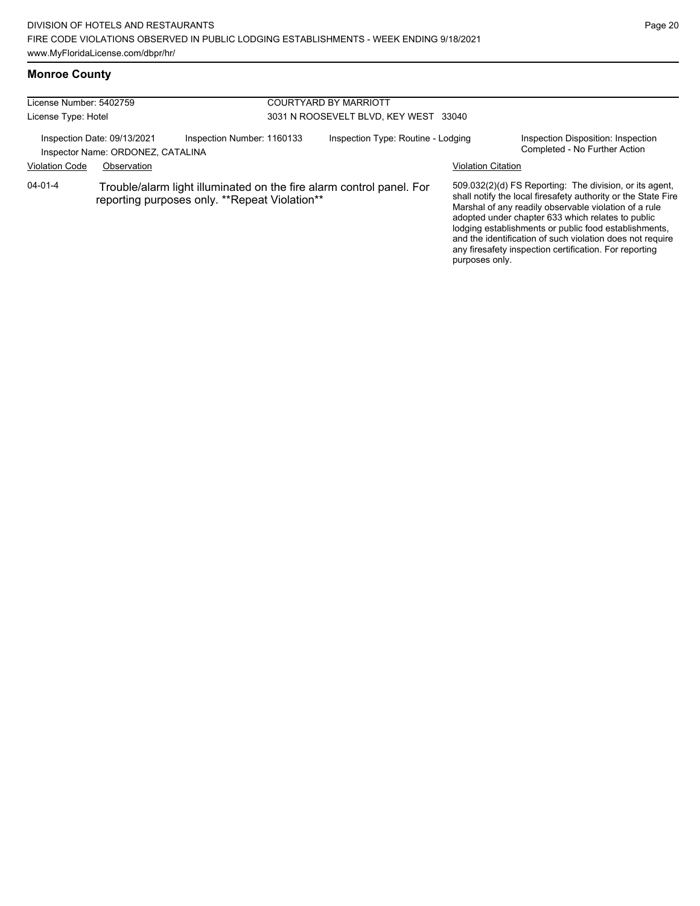## Monroe County

| License Number: 5402759 | | COURTYARD BY MARRIOTT | |
|---|---|---|---|
| License Type: Hotel | | 3031 N ROOSEVELT BLVD, KEY WEST 33040 | |
| Inspection Date: 09/13/2021 | Inspection Number: 1160133 | Inspection Type: Routine - Lodging | Inspection Disposition: Inspection Completed - No Further Action |
| Inspector Name: ORDONEZ, CATALINA | | | |

| Violation Code | Observation | Violation Citation |
|---|---|---|
| 04-01-4 | Trouble/alarm light illuminated on the fire alarm control panel. For reporting purposes only. **Repeat Violation** | 509.032(2)(d) FS Reporting: The division, or its agent, shall notify the local firesafety authority or the State Fire Marshal of any readily observable violation of a rule adopted under chapter 633 which relates to public lodging establishments or public food establishments, and the identification of such violation does not require any firesafety inspection certification. For reporting purposes only. |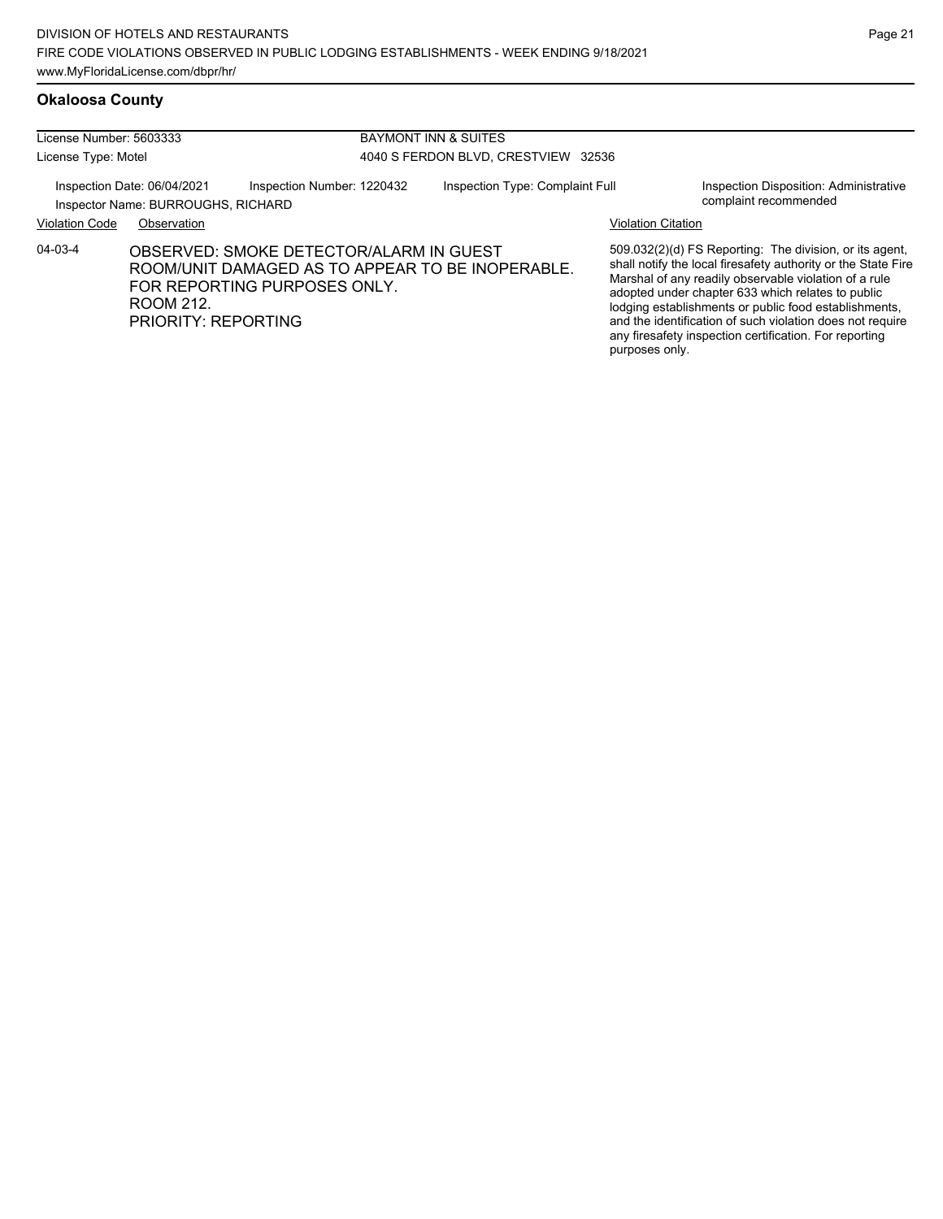## Okaloosa County

| License Number: 5603333 | BAYMONT INN & SUITES |
|---|---|
| License Type: Motel | 4040 S FERDON BLVD, CRESTVIEW 32536 |

Inspection Date: 06/04/2021 | Inspection Number: 1220432 | Inspection Type: Complaint Full | Inspection Disposition: Administrative complaint recommended

Inspector Name: BURROUGHS, RICHARD

| Violation Code | Observation | Violation Citation |
|---|---|---|
| 04-03-4 | OBSERVED: SMOKE DETECTOR/ALARM IN GUEST ROOM/UNIT DAMAGED AS TO APPEAR TO BE INOPERABLE. FOR REPORTING PURPOSES ONLY. ROOM 212. PRIORITY: REPORTING | 509.032(2)(d) FS Reporting: The division, or its agent, shall notify the local firesafety authority or the State Fire Marshal of any readily observable violation of a rule adopted under chapter 633 which relates to public lodging establishments or public food establishments, and the identification of such violation does not require any firesafety inspection certification. For reporting purposes only. |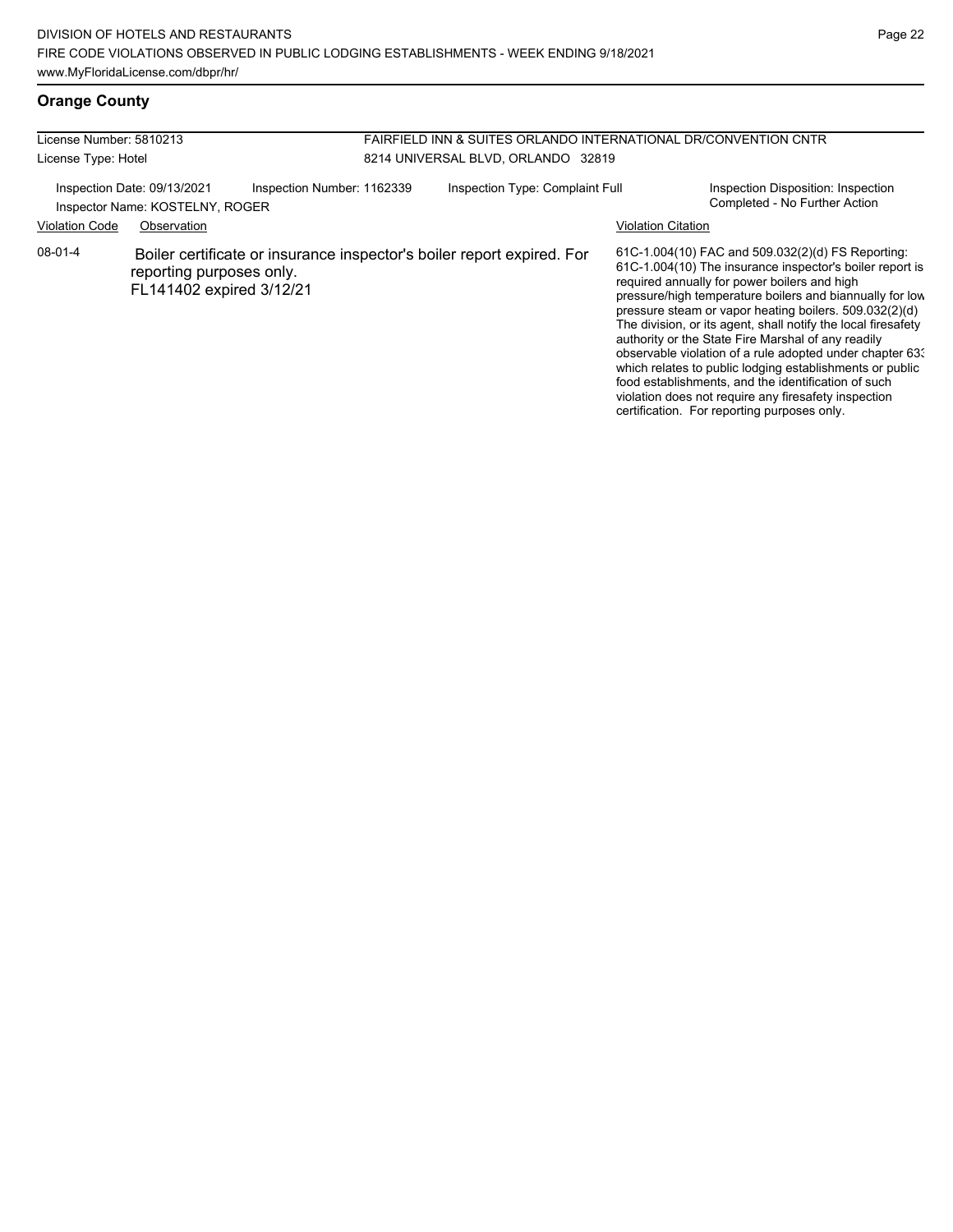## Orange County

| License Number: 5810213 | FAIRFIELD INN & SUITES ORLANDO INTERNATIONAL DR/CONVENTION CNTR |
| --- | --- |
| License Type: Hotel | 8214 UNIVERSAL BLVD, ORLANDO 32819 |

Inspection Date: 09/13/2021 | Inspection Number: 1162339 | Inspection Type: Complaint Full | Inspection Disposition: Inspection Completed - No Further Action

Inspector Name: KOSTELNY, ROGER

| Violation Code | Observation | Violation Citation |
| --- | --- | --- |
| 08-01-4 | Boiler certificate or insurance inspector's boiler report expired. For reporting purposes only. FL141402 expired 3/12/21 | 61C-1.004(10) FAC and 509.032(2)(d) FS Reporting: 61C-1.004(10) The insurance inspector's boiler report is required annually for power boilers and high pressure/high temperature boilers and biannually for low pressure steam or vapor heating boilers. 509.032(2)(d) The division, or its agent, shall notify the local firesafety authority or the State Fire Marshal of any readily observable violation of a rule adopted under chapter 633 which relates to public lodging establishments or public food establishments, and the identification of such violation does not require any firesafety inspection certification. For reporting purposes only. |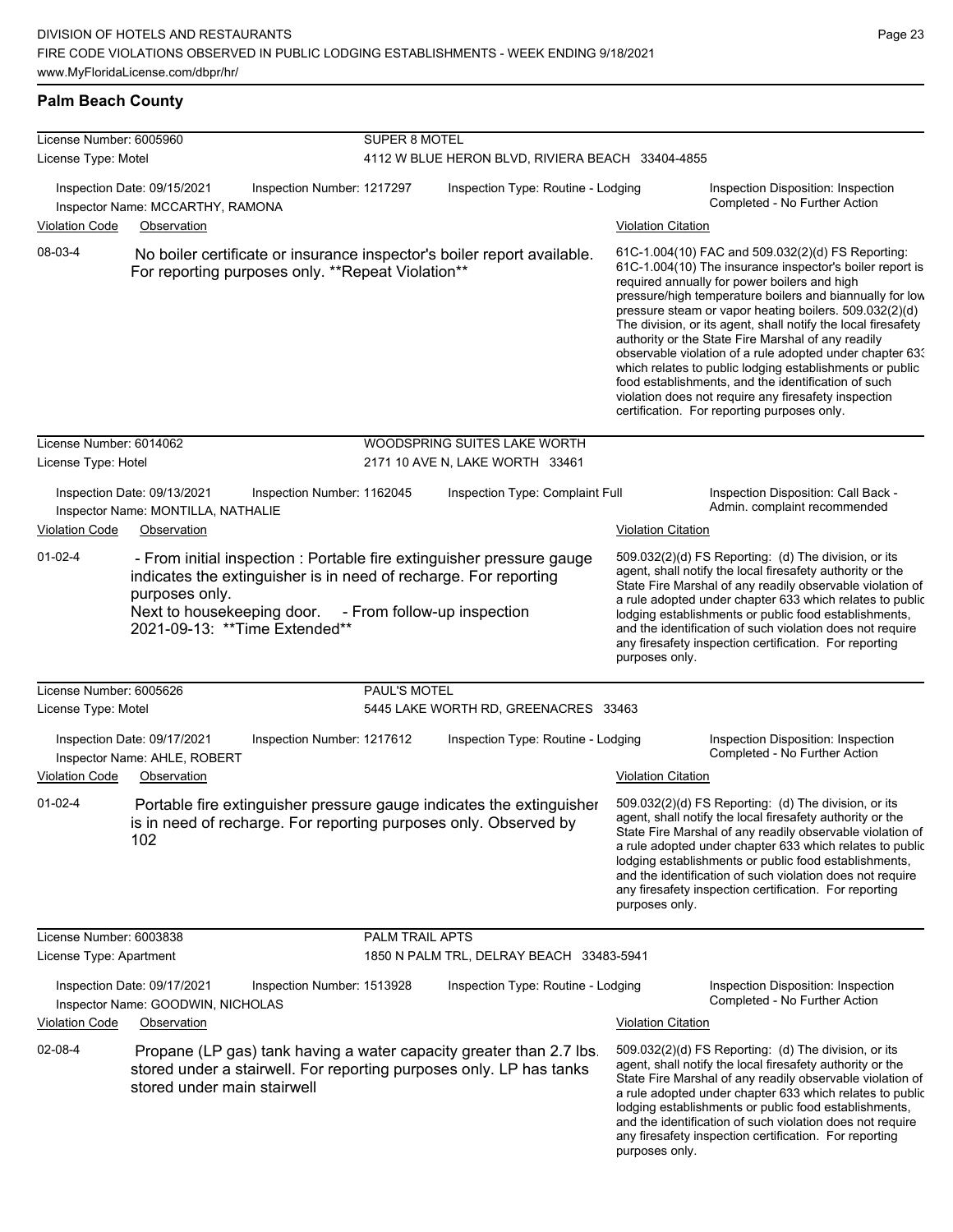## Palm Beach County

**License Number:** 6005960 — **SUPER 8 MOTEL**
**License Type:** Motel — 4112 W BLUE HERON BLVD, RIVIERA BEACH 33404-4855

Inspection Date: 09/15/2021 | Inspection Number: 1217297 | Inspection Type: Routine - Lodging | Inspection Disposition: Inspection Completed - No Further Action
Inspector Name: MCCARTHY, RAMONA

| Violation Code | Observation | Violation Citation |
| --- | --- | --- |
| 08-03-4 | No boiler certificate or insurance inspector's boiler report available. For reporting purposes only. **Repeat Violation** | 61C-1.004(10) FAC and 509.032(2)(d) FS Reporting: 61C-1.004(10) The insurance inspector's boiler report is required annually for power boilers and high pressure/high temperature boilers and biannually for low pressure steam or vapor heating boilers. 509.032(2)(d) The division, or its agent, shall notify the local firesafety authority or the State Fire Marshal of any readily observable violation of a rule adopted under chapter 633 which relates to public lodging establishments or public food establishments, and the identification of such violation does not require any firesafety inspection certification. For reporting purposes only. |

**License Number:** 6014062 — **WOODSPRING SUITES LAKE WORTH**
**License Type:** Hotel — 2171 10 AVE N, LAKE WORTH 33461

Inspection Date: 09/13/2021 | Inspection Number: 1162045 | Inspection Type: Complaint Full | Inspection Disposition: Call Back - Admin. complaint recommended
Inspector Name: MONTILLA, NATHALIE

| Violation Code | Observation | Violation Citation |
| --- | --- | --- |
| 01-02-4 | - From initial inspection : Portable fire extinguisher pressure gauge indicates the extinguisher is in need of recharge. For reporting purposes only. Next to housekeeping door. - From follow-up inspection 2021-09-13: **Time Extended** | 509.032(2)(d) FS Reporting: (d) The division, or its agent, shall notify the local firesafety authority or the State Fire Marshal of any readily observable violation of a rule adopted under chapter 633 which relates to public lodging establishments or public food establishments, and the identification of such violation does not require any firesafety inspection certification. For reporting purposes only. |

**License Number:** 6005626 — **PAUL'S MOTEL**
**License Type:** Motel — 5445 LAKE WORTH RD, GREENACRES 33463

Inspection Date: 09/17/2021 | Inspection Number: 1217612 | Inspection Type: Routine - Lodging | Inspection Disposition: Inspection Completed - No Further Action
Inspector Name: AHLE, ROBERT

| Violation Code | Observation | Violation Citation |
| --- | --- | --- |
| 01-02-4 | Portable fire extinguisher pressure gauge indicates the extinguisher is in need of recharge. For reporting purposes only. Observed by 102 | 509.032(2)(d) FS Reporting: (d) The division, or its agent, shall notify the local firesafety authority or the State Fire Marshal of any readily observable violation of a rule adopted under chapter 633 which relates to public lodging establishments or public food establishments, and the identification of such violation does not require any firesafety inspection certification. For reporting purposes only. |

**License Number:** 6003838 — **PALM TRAIL APTS**
**License Type:** Apartment — 1850 N PALM TRL, DELRAY BEACH 33483-5941

Inspection Date: 09/17/2021 | Inspection Number: 1513928 | Inspection Type: Routine - Lodging | Inspection Disposition: Inspection Completed - No Further Action
Inspector Name: GOODWIN, NICHOLAS

| Violation Code | Observation | Violation Citation |
| --- | --- | --- |
| 02-08-4 | Propane (LP gas) tank having a water capacity greater than 2.7 lbs. stored under a stairwell. For reporting purposes only. LP has tanks stored under main stairwell | 509.032(2)(d) FS Reporting: (d) The division, or its agent, shall notify the local firesafety authority or the State Fire Marshal of any readily observable violation of a rule adopted under chapter 633 which relates to public lodging establishments or public food establishments, and the identification of such violation does not require any firesafety inspection certification. For reporting purposes only. |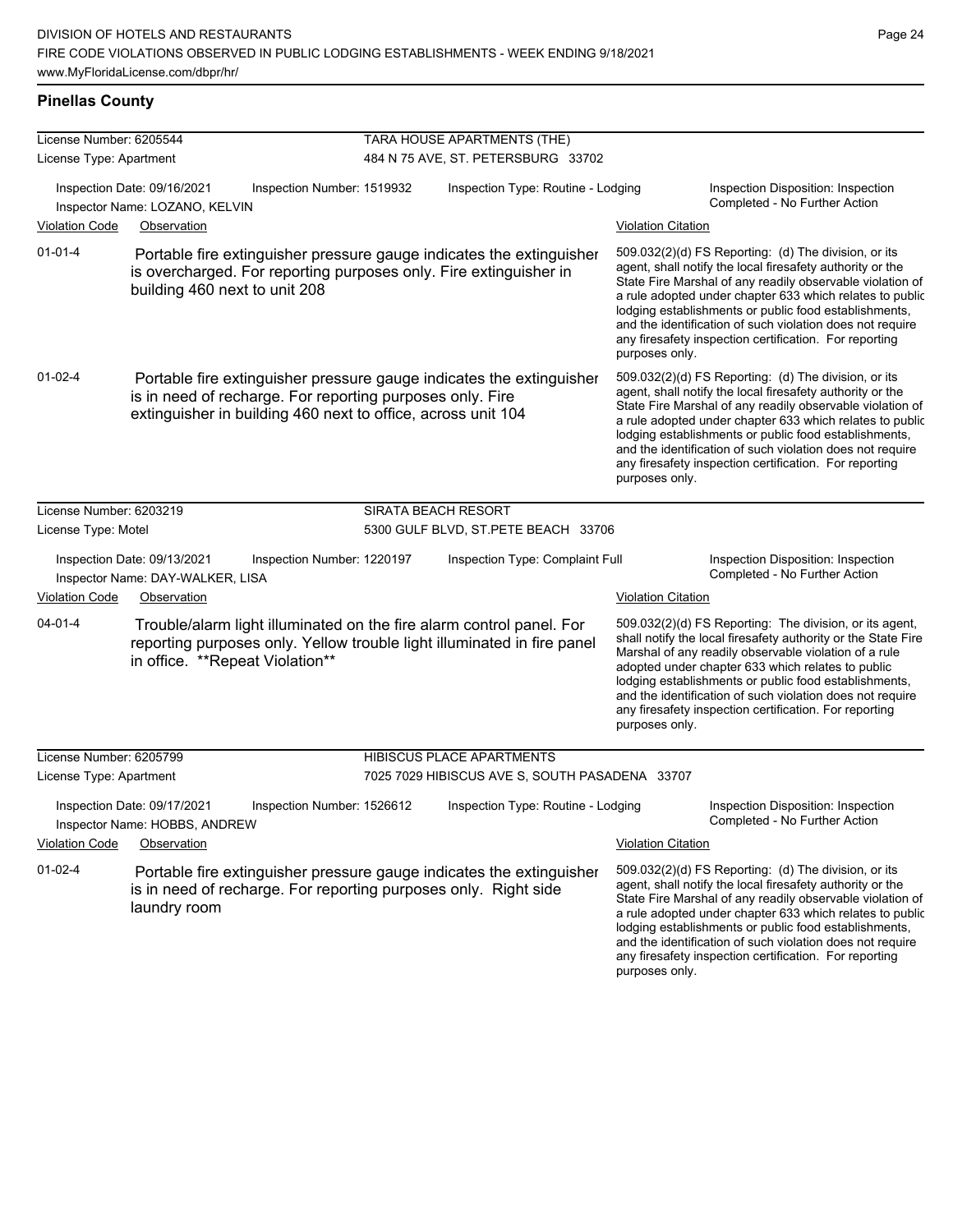## Pinellas County

| License Number: 6205544 | | TARA HOUSE APARTMENTS (THE) | |
|---|---|---|---|
| License Type: Apartment | | 484 N 75 AVE, ST. PETERSBURG 33702 | |
| Inspection Date: 09/16/2021 | Inspection Number: 1519932 | Inspection Type: Routine - Lodging | Inspection Disposition: Inspection Completed - No Further Action |
| Inspector Name: LOZANO, KELVIN | | | |

| Violation Code | Observation | Violation Citation |
|---|---|---|
| 01-01-4 | Portable fire extinguisher pressure gauge indicates the extinguisher is overcharged. For reporting purposes only. Fire extinguisher in building 460 next to unit 208 | 509.032(2)(d) FS Reporting: (d) The division, or its agent, shall notify the local firesafety authority or the State Fire Marshal of any readily observable violation of a rule adopted under chapter 633 which relates to public lodging establishments or public food establishments, and the identification of such violation does not require any firesafety inspection certification. For reporting purposes only. |
| 01-02-4 | Portable fire extinguisher pressure gauge indicates the extinguisher is in need of recharge. For reporting purposes only. Fire extinguisher in building 460 next to office, across unit 104 | 509.032(2)(d) FS Reporting: (d) The division, or its agent, shall notify the local firesafety authority or the State Fire Marshal of any readily observable violation of a rule adopted under chapter 633 which relates to public lodging establishments or public food establishments, and the identification of such violation does not require any firesafety inspection certification. For reporting purposes only. |

| License Number: 6203219 | | SIRATA BEACH RESORT | |
|---|---|---|---|
| License Type: Motel | | 5300 GULF BLVD, ST.PETE BEACH 33706 | |
| Inspection Date: 09/13/2021 | Inspection Number: 1220197 | Inspection Type: Complaint Full | Inspection Disposition: Inspection Completed - No Further Action |
| Inspector Name: DAY-WALKER, LISA | | | |

| Violation Code | Observation | Violation Citation |
|---|---|---|
| 04-01-4 | Trouble/alarm light illuminated on the fire alarm control panel. For reporting purposes only. Yellow trouble light illuminated in fire panel in office. **Repeat Violation** | 509.032(2)(d) FS Reporting: The division, or its agent, shall notify the local firesafety authority or the State Fire Marshal of any readily observable violation of a rule adopted under chapter 633 which relates to public lodging establishments or public food establishments, and the identification of such violation does not require any firesafety inspection certification. For reporting purposes only. |

| License Number: 6205799 | | HIBISCUS PLACE APARTMENTS | |
|---|---|---|---|
| License Type: Apartment | | 7025 7029 HIBISCUS AVE S, SOUTH PASADENA 33707 | |
| Inspection Date: 09/17/2021 | Inspection Number: 1526612 | Inspection Type: Routine - Lodging | Inspection Disposition: Inspection Completed - No Further Action |
| Inspector Name: HOBBS, ANDREW | | | |

| Violation Code | Observation | Violation Citation |
|---|---|---|
| 01-02-4 | Portable fire extinguisher pressure gauge indicates the extinguisher is in need of recharge. For reporting purposes only. Right side laundry room | 509.032(2)(d) FS Reporting: (d) The division, or its agent, shall notify the local firesafety authority or the State Fire Marshal of any readily observable violation of a rule adopted under chapter 633 which relates to public lodging establishments or public food establishments, and the identification of such violation does not require any firesafety inspection certification. For reporting purposes only. |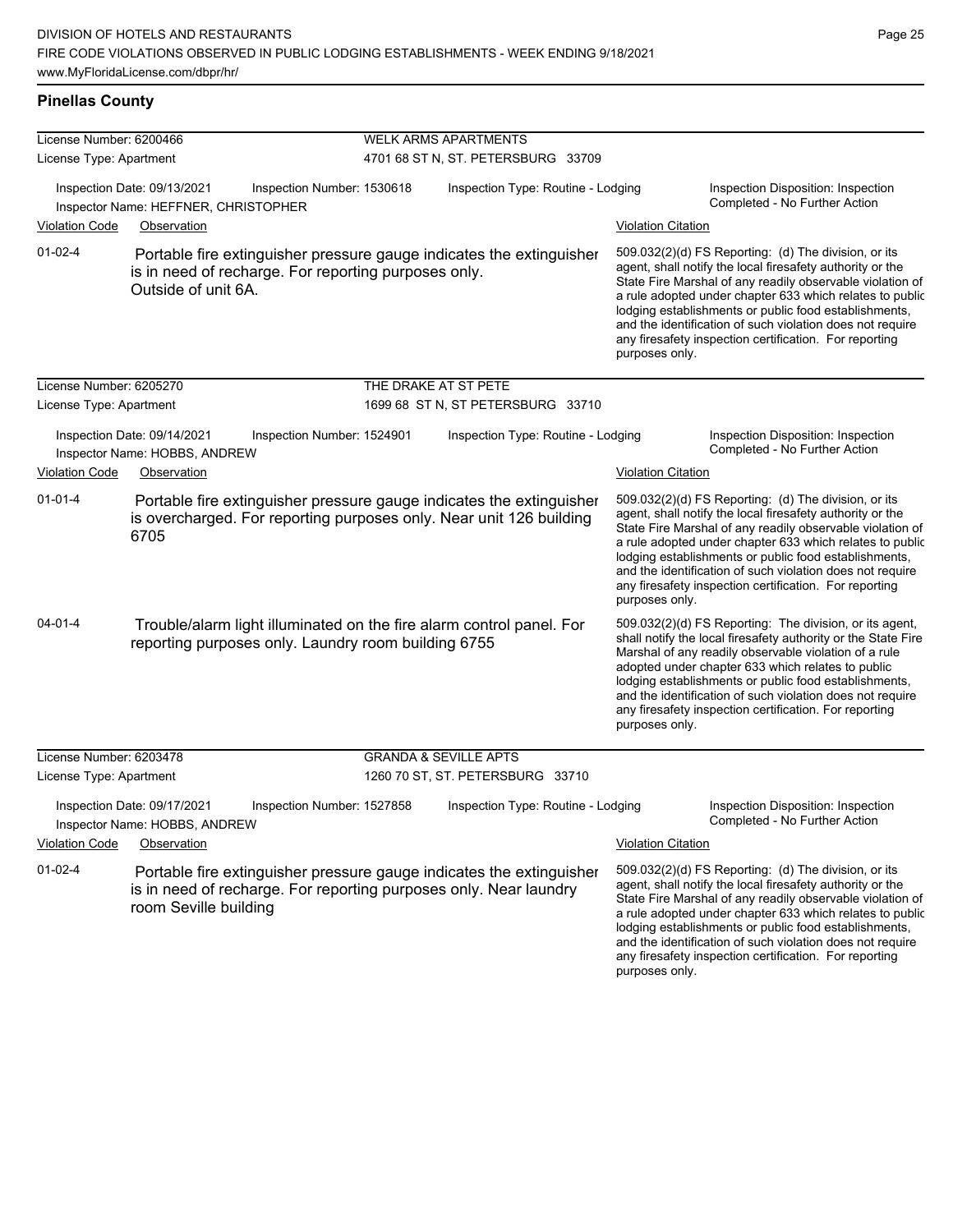## Pinellas County

| License Number: 6200466 | | WELK ARMS APARTMENTS | |
|---|---|---|---|
| License Type: Apartment | | 4701 68 ST N, ST. PETERSBURG 33709 | |

Inspection Date: 09/13/2021 | Inspection Number: 1530618 | Inspection Type: Routine - Lodging | Inspection Disposition: Inspection Completed - No Further Action

Inspector Name: HEFFNER, CHRISTOPHER

| Violation Code | Observation | Violation Citation |
|---|---|---|
| 01-02-4 | Portable fire extinguisher pressure gauge indicates the extinguisher is in need of recharge. For reporting purposes only. Outside of unit 6A. | 509.032(2)(d) FS Reporting: (d) The division, or its agent, shall notify the local firesafety authority or the State Fire Marshal of any readily observable violation of a rule adopted under chapter 633 which relates to public lodging establishments or public food establishments, and the identification of such violation does not require any firesafety inspection certification. For reporting purposes only. |

| License Number: 6205270 | | THE DRAKE AT ST PETE | |
|---|---|---|---|
| License Type: Apartment | | 1699 68 ST N, ST PETERSBURG 33710 | |

Inspection Date: 09/14/2021 | Inspection Number: 1524901 | Inspection Type: Routine - Lodging | Inspection Disposition: Inspection Completed - No Further Action

Inspector Name: HOBBS, ANDREW

| Violation Code | Observation | Violation Citation |
|---|---|---|
| 01-01-4 | Portable fire extinguisher pressure gauge indicates the extinguisher is overcharged. For reporting purposes only. Near unit 126 building 6705 | 509.032(2)(d) FS Reporting: (d) The division, or its agent, shall notify the local firesafety authority or the State Fire Marshal of any readily observable violation of a rule adopted under chapter 633 which relates to public lodging establishments or public food establishments, and the identification of such violation does not require any firesafety inspection certification. For reporting purposes only. |
| 04-01-4 | Trouble/alarm light illuminated on the fire alarm control panel. For reporting purposes only. Laundry room building 6755 | 509.032(2)(d) FS Reporting: The division, or its agent, shall notify the local firesafety authority or the State Fire Marshal of any readily observable violation of a rule adopted under chapter 633 which relates to public lodging establishments or public food establishments, and the identification of such violation does not require any firesafety inspection certification. For reporting purposes only. |

| License Number: 6203478 | | GRANDA & SEVILLE APTS | |
|---|---|---|---|
| License Type: Apartment | | 1260 70 ST, ST. PETERSBURG 33710 | |

Inspection Date: 09/17/2021 | Inspection Number: 1527858 | Inspection Type: Routine - Lodging | Inspection Disposition: Inspection Completed - No Further Action

Inspector Name: HOBBS, ANDREW

| Violation Code | Observation | Violation Citation |
|---|---|---|
| 01-02-4 | Portable fire extinguisher pressure gauge indicates the extinguisher is in need of recharge. For reporting purposes only. Near laundry room Seville building | 509.032(2)(d) FS Reporting: (d) The division, or its agent, shall notify the local firesafety authority or the State Fire Marshal of any readily observable violation of a rule adopted under chapter 633 which relates to public lodging establishments or public food establishments, and the identification of such violation does not require any firesafety inspection certification. For reporting purposes only. |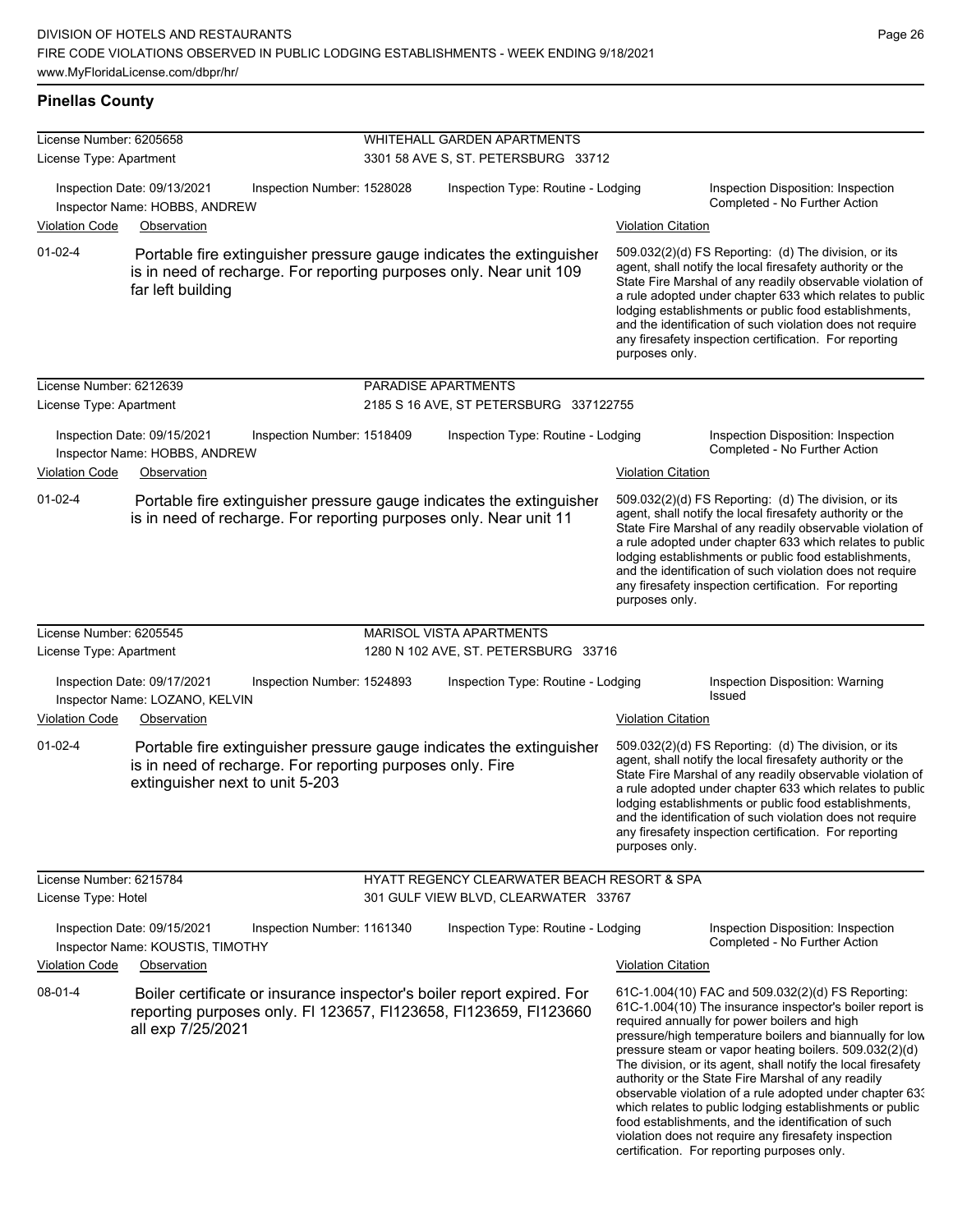## Pinellas County

**License Number:** 6205658 — WHITEHALL GARDEN APARTMENTS
**License Type:** Apartment — 3301 58 AVE S, ST. PETERSBURG 33712

Inspection Date: 09/13/2021 | Inspection Number: 1528028 | Inspection Type: Routine - Lodging | Inspection Disposition: Inspection Completed - No Further Action
Inspector Name: HOBBS, ANDREW

| Violation Code | Observation | Violation Citation |
|---|---|---|
| 01-02-4 | Portable fire extinguisher pressure gauge indicates the extinguisher is in need of recharge. For reporting purposes only. Near unit 109 far left building | 509.032(2)(d) FS Reporting: (d) The division, or its agent, shall notify the local firesafety authority or the State Fire Marshal of any readily observable violation of a rule adopted under chapter 633 which relates to public lodging establishments or public food establishments, and the identification of such violation does not require any firesafety inspection certification. For reporting purposes only. |

**License Number:** 6212639 — PARADISE APARTMENTS
**License Type:** Apartment — 2185 S 16 AVE, ST PETERSBURG 337122755

Inspection Date: 09/15/2021 | Inspection Number: 1518409 | Inspection Type: Routine - Lodging | Inspection Disposition: Inspection Completed - No Further Action
Inspector Name: HOBBS, ANDREW

| Violation Code | Observation | Violation Citation |
|---|---|---|
| 01-02-4 | Portable fire extinguisher pressure gauge indicates the extinguisher is in need of recharge. For reporting purposes only. Near unit 11 | 509.032(2)(d) FS Reporting: (d) The division, or its agent, shall notify the local firesafety authority or the State Fire Marshal of any readily observable violation of a rule adopted under chapter 633 which relates to public lodging establishments or public food establishments, and the identification of such violation does not require any firesafety inspection certification. For reporting purposes only. |

**License Number:** 6205545 — MARISOL VISTA APARTMENTS
**License Type:** Apartment — 1280 N 102 AVE, ST. PETERSBURG 33716

Inspection Date: 09/17/2021 | Inspection Number: 1524893 | Inspection Type: Routine - Lodging | Inspection Disposition: Warning Issued
Inspector Name: LOZANO, KELVIN

| Violation Code | Observation | Violation Citation |
|---|---|---|
| 01-02-4 | Portable fire extinguisher pressure gauge indicates the extinguisher is in need of recharge. For reporting purposes only. Fire extinguisher next to unit 5-203 | 509.032(2)(d) FS Reporting: (d) The division, or its agent, shall notify the local firesafety authority or the State Fire Marshal of any readily observable violation of a rule adopted under chapter 633 which relates to public lodging establishments or public food establishments, and the identification of such violation does not require any firesafety inspection certification. For reporting purposes only. |

**License Number:** 6215784 — HYATT REGENCY CLEARWATER BEACH RESORT & SPA
**License Type:** Hotel — 301 GULF VIEW BLVD, CLEARWATER 33767

Inspection Date: 09/15/2021 | Inspection Number: 1161340 | Inspection Type: Routine - Lodging | Inspection Disposition: Inspection Completed - No Further Action
Inspector Name: KOUSTIS, TIMOTHY

| Violation Code | Observation | Violation Citation |
|---|---|---|
| 08-01-4 | Boiler certificate or insurance inspector's boiler report expired. For reporting purposes only. FI 123657, FI123658, FI123659, FI123660 all exp 7/25/2021 | 61C-1.004(10) FAC and 509.032(2)(d) FS Reporting: 61C-1.004(10) The insurance inspector's boiler report is required annually for power boilers and high pressure/high temperature boilers and biannually for low pressure steam or vapor heating boilers. 509.032(2)(d) The division, or its agent, shall notify the local firesafety authority or the State Fire Marshal of any readily observable violation of a rule adopted under chapter 633 which relates to public lodging establishments or public food establishments, and the identification of such violation does not require any firesafety inspection certification. For reporting purposes only. |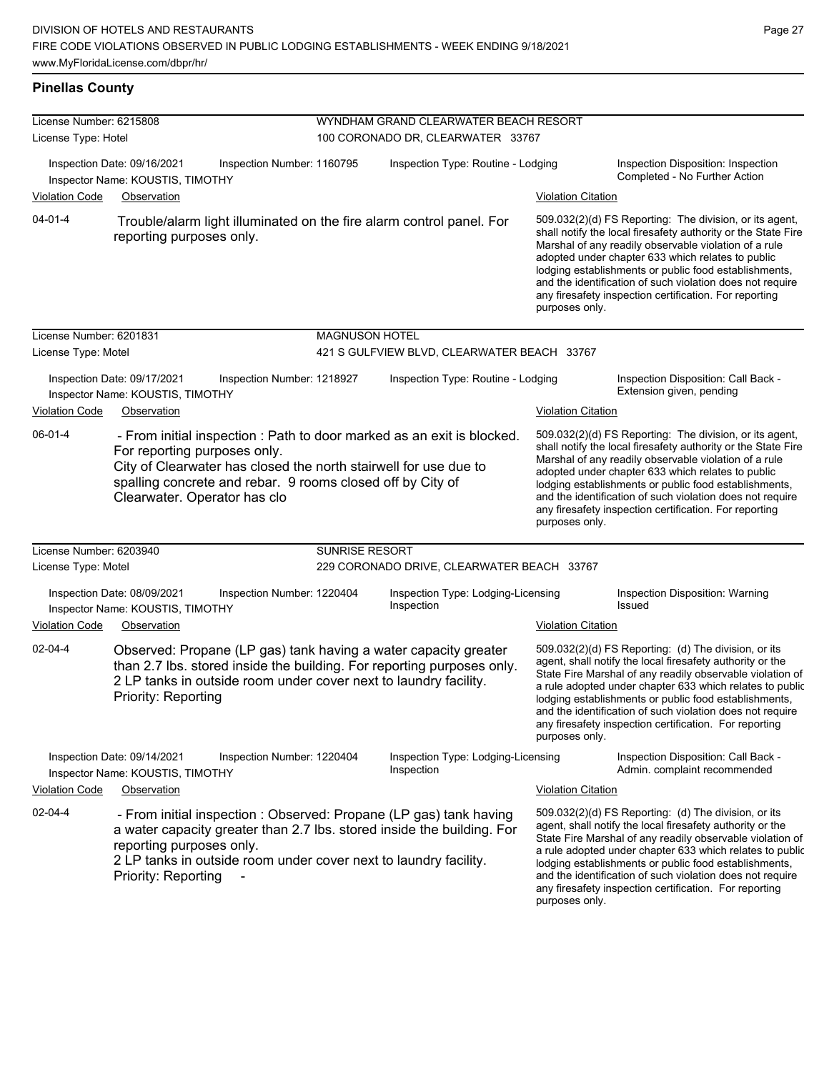## Pinellas County

License Number: 6215808
License Type: Hotel

WYNDHAM GRAND CLEARWATER BEACH RESORT
100 CORONADO DR, CLEARWATER 33767

Inspection Date: 09/16/2021 | Inspection Number: 1160795 | Inspection Type: Routine - Lodging | Inspection Disposition: Inspection Completed - No Further Action

Inspector Name: KOUSTIS, TIMOTHY

| Violation Code | Observation | Violation Citation |
| --- | --- | --- |
| 04-01-4 | Trouble/alarm light illuminated on the fire alarm control panel. For reporting purposes only. | 509.032(2)(d) FS Reporting: The division, or its agent, shall notify the local firesafety authority or the State Fire Marshal of any readily observable violation of a rule adopted under chapter 633 which relates to public lodging establishments or public food establishments, and the identification of such violation does not require any firesafety inspection certification. For reporting purposes only. |

License Number: 6201831
License Type: Motel

MAGNUSON HOTEL
421 S GULFVIEW BLVD, CLEARWATER BEACH 33767

Inspection Date: 09/17/2021 | Inspection Number: 1218927 | Inspection Type: Routine - Lodging | Inspection Disposition: Call Back - Extension given, pending

Inspector Name: KOUSTIS, TIMOTHY

| Violation Code | Observation | Violation Citation |
| --- | --- | --- |
| 06-01-4 | - From initial inspection : Path to door marked as an exit is blocked. For reporting purposes only. City of Clearwater has closed the north stairwell for use due to spalling concrete and rebar. 9 rooms closed off by City of Clearwater. Operator has clo | 509.032(2)(d) FS Reporting: The division, or its agent, shall notify the local firesafety authority or the State Fire Marshal of any readily observable violation of a rule adopted under chapter 633 which relates to public lodging establishments or public food establishments, and the identification of such violation does not require any firesafety inspection certification. For reporting purposes only. |

License Number: 6203940
License Type: Motel

SUNRISE RESORT
229 CORONADO DRIVE, CLEARWATER BEACH 33767

Inspection Date: 08/09/2021 | Inspection Number: 1220404 | Inspection Type: Lodging-Licensing Inspection | Inspection Disposition: Warning Issued

Inspector Name: KOUSTIS, TIMOTHY

| Violation Code | Observation | Violation Citation |
| --- | --- | --- |
| 02-04-4 | Observed: Propane (LP gas) tank having a water capacity greater than 2.7 lbs. stored inside the building. For reporting purposes only. 2 LP tanks in outside room under cover next to laundry facility. Priority: Reporting | 509.032(2)(d) FS Reporting: (d) The division, or its agent, shall notify the local firesafety authority or the State Fire Marshal of any readily observable violation of a rule adopted under chapter 633 which relates to public lodging establishments or public food establishments, and the identification of such violation does not require any firesafety inspection certification. For reporting purposes only. |

Inspection Date: 09/14/2021 | Inspection Number: 1220404 | Inspection Type: Lodging-Licensing Inspection | Inspection Disposition: Call Back - Admin. complaint recommended

Inspector Name: KOUSTIS, TIMOTHY

| Violation Code | Observation | Violation Citation |
| --- | --- | --- |
| 02-04-4 | - From initial inspection : Observed: Propane (LP gas) tank having a water capacity greater than 2.7 lbs. stored inside the building. For reporting purposes only. 2 LP tanks in outside room under cover next to laundry facility. Priority: Reporting - | 509.032(2)(d) FS Reporting: (d) The division, or its agent, shall notify the local firesafety authority or the State Fire Marshal of any readily observable violation of a rule adopted under chapter 633 which relates to public lodging establishments or public food establishments, and the identification of such violation does not require any firesafety inspection certification. For reporting purposes only. |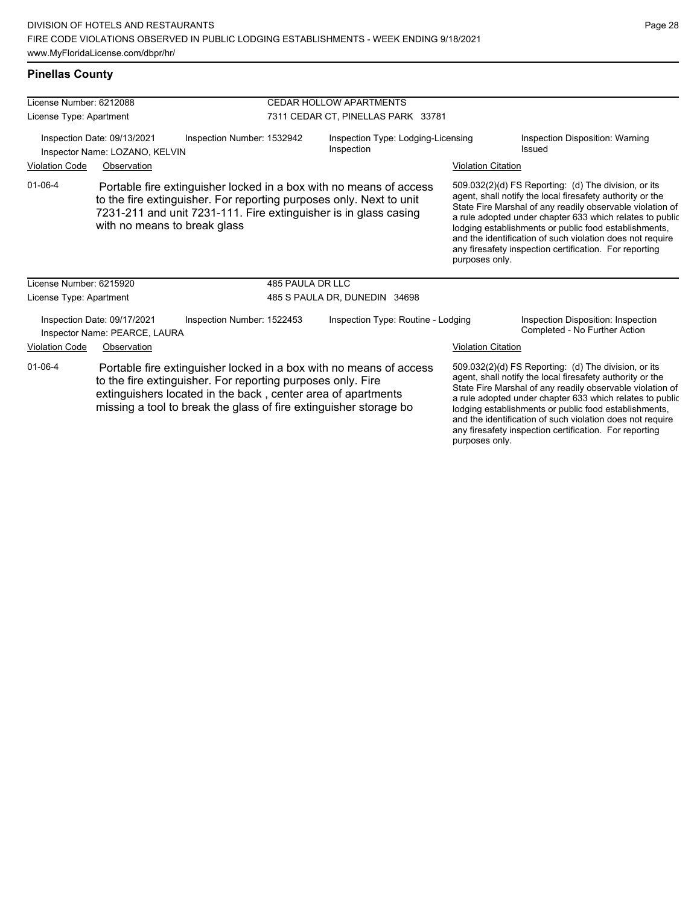## Pinellas County

| License Number: 6212088 | | CEDAR HOLLOW APARTMENTS | |
|---|---|---|---|
| License Type: Apartment | | 7311 CEDAR CT, PINELLAS PARK 33781 | |
| Inspection Date: 09/13/2021 | Inspection Number: 1532942 | Inspection Type: Lodging-Licensing Inspection | Inspection Disposition: Warning Issued |
| Inspector Name: LOZANO, KELVIN | | | |

| Violation Code | Observation | Violation Citation |
|---|---|---|
| 01-06-4 | Portable fire extinguisher locked in a box with no means of access to the fire extinguisher. For reporting purposes only. Next to unit 7231-211 and unit 7231-111. Fire extinguisher is in glass casing with no means to break glass | 509.032(2)(d) FS Reporting: (d) The division, or its agent, shall notify the local firesafety authority or the State Fire Marshal of any readily observable violation of a rule adopted under chapter 633 which relates to public lodging establishments or public food establishments, and the identification of such violation does not require any firesafety inspection certification. For reporting purposes only. |

| License Number: 6215920 | | 485 PAULA DR LLC | |
|---|---|---|---|
| License Type: Apartment | | 485 S PAULA DR, DUNEDIN 34698 | |
| Inspection Date: 09/17/2021 | Inspection Number: 1522453 | Inspection Type: Routine - Lodging | Inspection Disposition: Inspection Completed - No Further Action |
| Inspector Name: PEARCE, LAURA | | | |

| Violation Code | Observation | Violation Citation |
|---|---|---|
| 01-06-4 | Portable fire extinguisher locked in a box with no means of access to the fire extinguisher. For reporting purposes only. Fire extinguishers located in the back , center area of apartments missing a tool to break the glass of fire extinguisher storage bo | 509.032(2)(d) FS Reporting: (d) The division, or its agent, shall notify the local firesafety authority or the State Fire Marshal of any readily observable violation of a rule adopted under chapter 633 which relates to public lodging establishments or public food establishments, and the identification of such violation does not require any firesafety inspection certification. For reporting purposes only. |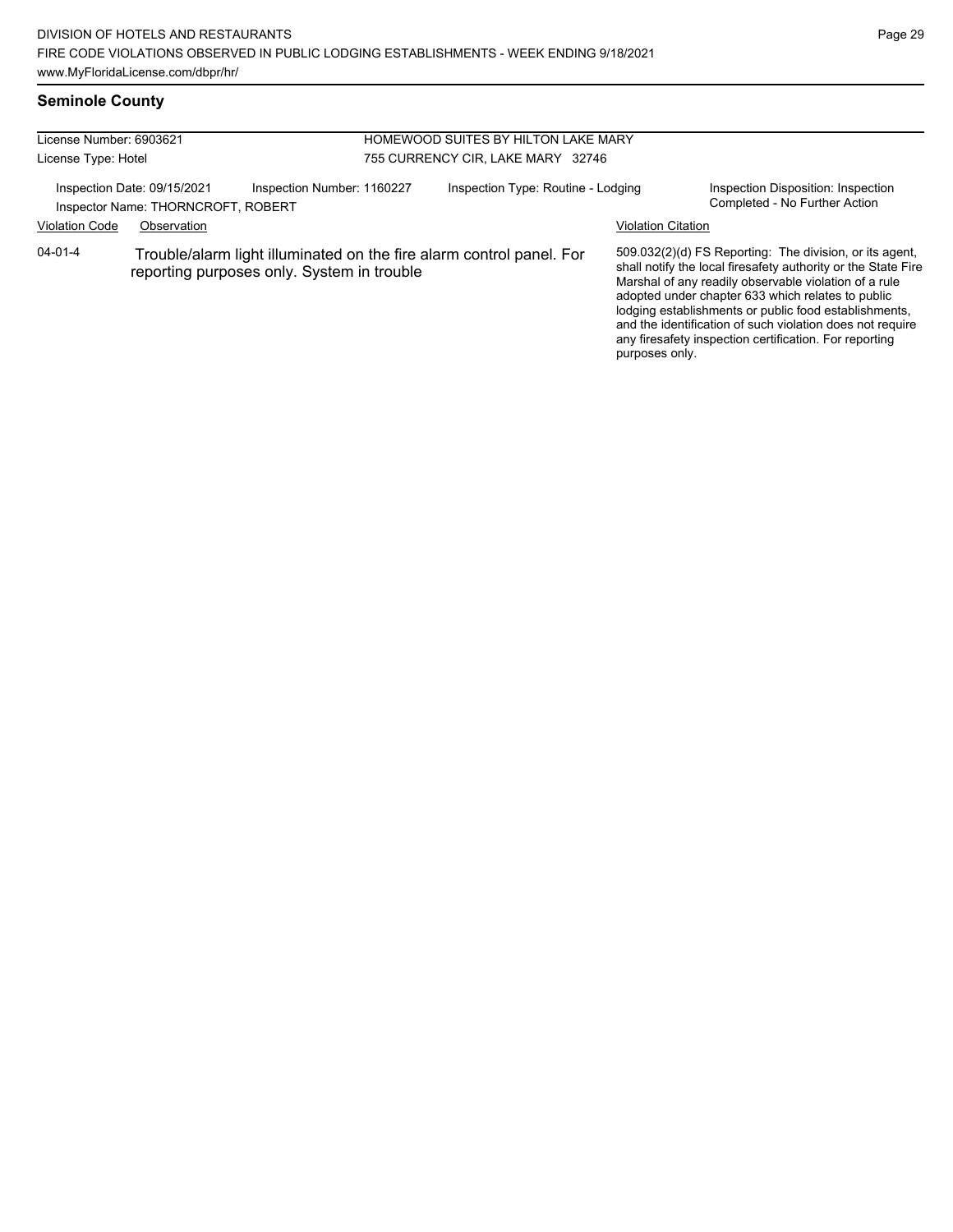## Seminole County

| License Number: 6903621 | | HOMEWOOD SUITES BY HILTON LAKE MARY | |
|---|---|---|---|
| License Type: Hotel | | 755 CURRENCY CIR, LAKE MARY 32746 | |

Inspection Date: 09/15/2021 | Inspection Number: 1160227 | Inspection Type: Routine - Lodging | Inspection Disposition: Inspection Completed - No Further Action

Inspector Name: THORNCROFT, ROBERT

| Violation Code | Observation | Violation Citation |
|---|---|---|
| 04-01-4 | Trouble/alarm light illuminated on the fire alarm control panel. For reporting purposes only. System in trouble | 509.032(2)(d) FS Reporting: The division, or its agent, shall notify the local firesafety authority or the State Fire Marshal of any readily observable violation of a rule adopted under chapter 633 which relates to public lodging establishments or public food establishments, and the identification of such violation does not require any firesafety inspection certification. For reporting purposes only. |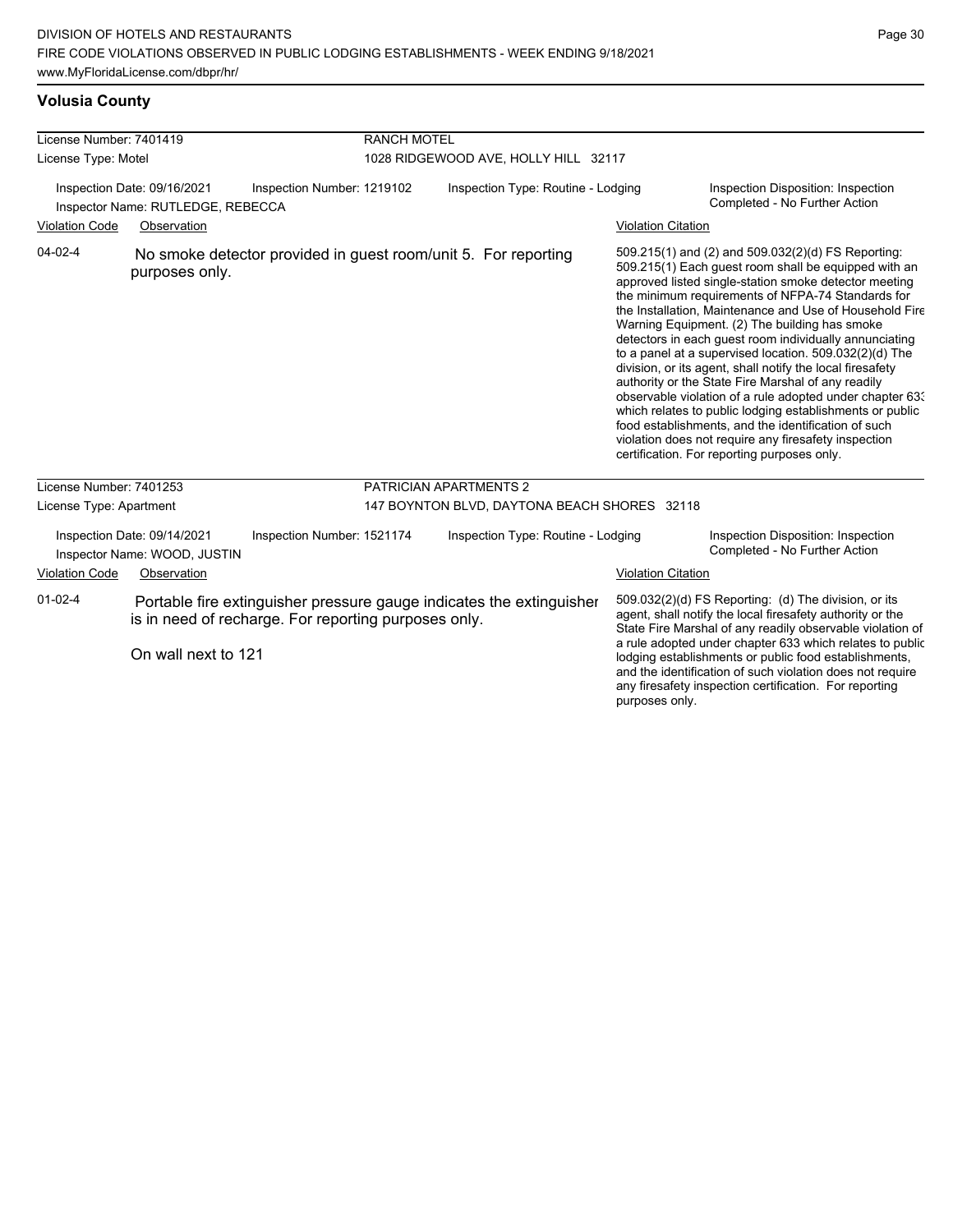## Volusia County

| | |
|---|---|
| License Number: 7401419 | RANCH MOTEL |
| License Type: Motel | 1028 RIDGEWOOD AVE, HOLLY HILL 32117 |

Inspection Date: 09/16/2021 | Inspection Number: 1219102 | Inspection Type: Routine - Lodging | Inspection Disposition: Inspection Completed - No Further Action

Inspector Name: RUTLEDGE, REBECCA

| Violation Code | Observation | Violation Citation |
|---|---|---|
| 04-02-4 | No smoke detector provided in guest room/unit 5. For reporting purposes only. | 509.215(1) and (2) and 509.032(2)(d) FS Reporting: 509.215(1) Each guest room shall be equipped with an approved listed single-station smoke detector meeting the minimum requirements of NFPA-74 Standards for the Installation, Maintenance and Use of Household Fire Warning Equipment. (2) The building has smoke detectors in each guest room individually annunciating to a panel at a supervised location. 509.032(2)(d) The division, or its agent, shall notify the local firesafety authority or the State Fire Marshal of any readily observable violation of a rule adopted under chapter 633 which relates to public lodging establishments or public food establishments, and the identification of such violation does not require any firesafety inspection certification. For reporting purposes only. |

| | |
|---|---|
| License Number: 7401253 | PATRICIAN APARTMENTS 2 |
| License Type: Apartment | 147 BOYNTON BLVD, DAYTONA BEACH SHORES 32118 |

Inspection Date: 09/14/2021 | Inspection Number: 1521174 | Inspection Type: Routine - Lodging | Inspection Disposition: Inspection Completed - No Further Action

Inspector Name: WOOD, JUSTIN

| Violation Code | Observation | Violation Citation |
|---|---|---|
| 01-02-4 | Portable fire extinguisher pressure gauge indicates the extinguisher is in need of recharge. For reporting purposes only.<br><br>On wall next to 121 | 509.032(2)(d) FS Reporting: (d) The division, or its agent, shall notify the local firesafety authority or the State Fire Marshal of any readily observable violation of a rule adopted under chapter 633 which relates to public lodging establishments or public food establishments, and the identification of such violation does not require any firesafety inspection certification. For reporting purposes only. |